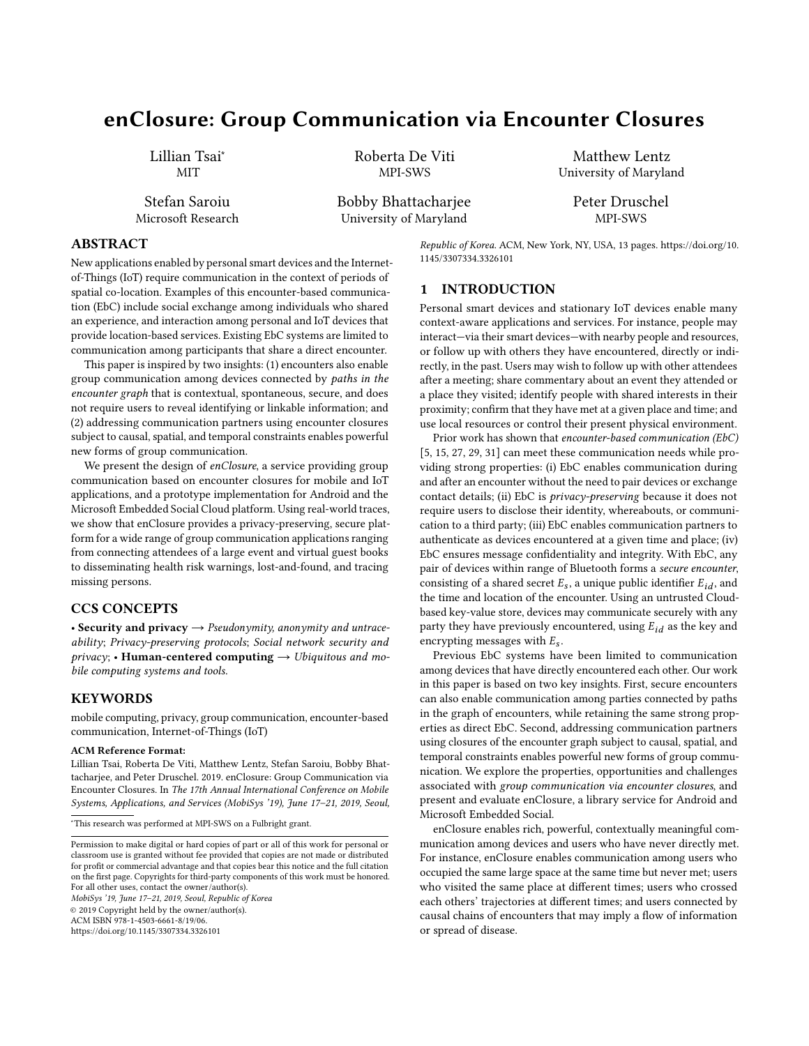# enClosure: Group Communication via Encounter Closures

Lillian Tsai[*]
MIT

Roberta De Viti
MPI-SWS

Matthew Lentz
University of Maryland

Stefan Saroiu
Microsoft Research

Bobby Bhattacharjee
University of Maryland

Peter Druschel
MPI-SWS

## ABSTRACT

New applications enabled by personal smart devices and the Internet-of-Things (IoT) require communication in the context of periods of spatial co-location. Examples of this encounter-based communication (EbC) include social exchange among individuals who shared an experience, and interaction among personal and IoT devices that provide location-based services. Existing EbC systems are limited to communication among participants that share a direct encounter.

This paper is inspired by two insights: (1) encounters also enable group communication among devices connected by *paths in the encounter graph* that is contextual, spontaneous, secure, and does not require users to reveal identifying or linkable information; and (2) addressing communication partners using encounter closures subject to causal, spatial, and temporal constraints enables powerful new forms of group communication.

We present the design of *enClosure*, a service providing group communication based on encounter closures for mobile and IoT applications, and a prototype implementation for Android and the Microsoft Embedded Social Cloud platform. Using real-world traces, we show that enClosure provides a privacy-preserving, secure platform for a wide range of group communication applications ranging from connecting attendees of a large event and virtual guest books to disseminating health risk warnings, lost-and-found, and tracing missing persons.

## CCS CONCEPTS

• **Security and privacy** → *Pseudonymity, anonymity and untraceability*; *Privacy-preserving protocols*; *Social network security and privacy*; • **Human-centered computing** → *Ubiquitous and mobile computing systems and tools*.

## KEYWORDS

mobile computing, privacy, group communication, encounter-based communication, Internet-of-Things (IoT)

**ACM Reference Format:**
Lillian Tsai, Roberta De Viti, Matthew Lentz, Stefan Saroiu, Bobby Bhattacharjee, and Peter Druschel. 2019. enClosure: Group Communication via Encounter Closures. In *The 17th Annual International Conference on Mobile Systems, Applications, and Services (MobiSys '19), June 17–21, 2019, Seoul, Republic of Korea.* ACM, New York, NY, USA, 13 pages. https://doi.org/10.1145/3307334.3326101

[*]This research was performed at MPI-SWS under a Fulbright grant.

Permission to make digital or hard copies of part or all of this work for personal or classroom use is granted without fee provided that copies are not made or distributed for profit or commercial advantage and that copies bear this notice and the full citation on the first page. Copyrights for third-party components of this work must be honored. For all other uses, contact the owner/author(s).
*MobiSys '19, June 17–21, 2019, Seoul, Republic of Korea*
© 2019 Copyright held by the owner/author(s).
ACM ISBN 978-1-4503-6661-8/19/06.
https://doi.org/10.1145/3307334.3326101

## 1 INTRODUCTION

Personal smart devices and stationary IoT devices enable many context-aware applications and services. For instance, people may interact—via their smart devices—with nearby people and resources, or follow up with others they have encountered, directly or indirectly, in the past. Users may wish to follow up with other attendees after a meeting; share commentary about an event they attended or a place they visited; identify people with shared interests in their proximity; confirm that they have met at a given place and time; and use local resources or control their present physical environment.

Prior work has shown that *encounter-based communication (EbC)* [5, 15, 27, 29, 31] can meet these communication needs while providing strong properties: (i) EbC enables communication during and after an encounter without the need to pair devices or exchange contact details; (ii) EbC is *privacy-preserving* because it does not require users to disclose their identity, whereabouts, or communication to a third party; (iii) EbC enables communication partners to authenticate as devices encountered at a given time and place; (iv) EbC ensures message confidentiality and integrity. With EbC, any pair of devices within range of Bluetooth forms a *secure encounter*, consisting of a shared secret $E_s$, a unique public identifier $E_{id}$, and the time and location of the encounter. Using an untrusted Cloud-based key-value store, devices may communicate securely with any party they have previously encountered, using $E_{id}$ as the key and encrypting messages with $E_s$.

Previous EbC systems have been limited to communication among devices that have directly encountered each other. Our work in this paper is based on two key insights. First, secure encounters can also enable communication among parties connected by paths in the graph of encounters, while retaining the same strong properties as direct EbC. Second, addressing communication partners using closures of the encounter graph subject to causal, spatial, and temporal constraints enables powerful new forms of group communication. We explore the properties, opportunities and challenges associated with *group communication via encounter closures*, and present and evaluate enClosure, a library service for Android and Microsoft Embedded Social.

enClosure enables rich, powerful, contextually meaningful communication among devices and users who have never directly met. For instance, enClosure enables communication among users who occupied the same large space at the same time but never met; users who visited the same place at different times; users who crossed each others' trajectories at different times; and users connected by causal chains of encounters that may imply a flow of information or spread of disease.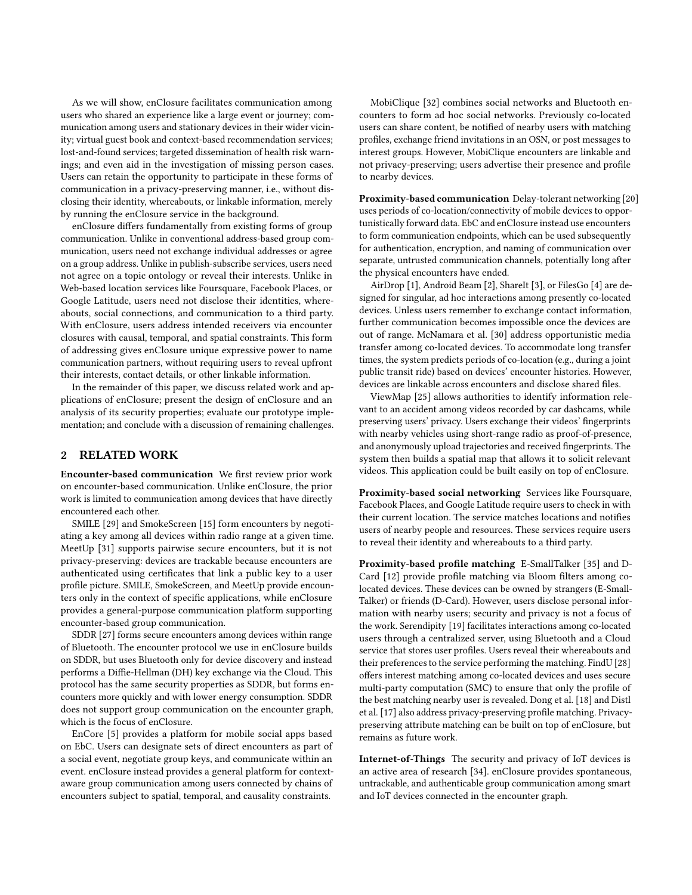As we will show, enClosure facilitates communication among users who shared an experience like a large event or journey; communication among users and stationary devices in their wider vicinity; virtual guest book and context-based recommendation services; lost-and-found services; targeted dissemination of health risk warnings; and even aid in the investigation of missing person cases. Users can retain the opportunity to participate in these forms of communication in a privacy-preserving manner, i.e., without disclosing their identity, whereabouts, or linkable information, merely by running the enClosure service in the background.

enClosure differs fundamentally from existing forms of group communication. Unlike in conventional address-based group communication, users need not exchange individual addresses or agree on a group address. Unlike in publish-subscribe services, users need not agree on a topic ontology or reveal their interests. Unlike in Web-based location services like Foursquare, Facebook Places, or Google Latitude, users need not disclose their identities, whereabouts, social connections, and communication to a third party. With enClosure, users address intended receivers via encounter closures with causal, temporal, and spatial constraints. This form of addressing gives enClosure unique expressive power to name communication partners, without requiring users to reveal upfront their interests, contact details, or other linkable information.

In the remainder of this paper, we discuss related work and applications of enClosure; present the design of enClosure and an analysis of its security properties; evaluate our prototype implementation; and conclude with a discussion of remaining challenges.

## 2 RELATED WORK

**Encounter-based communication** We first review prior work on encounter-based communication. Unlike enClosure, the prior work is limited to communication among devices that have directly encountered each other.

SMILE [29] and SmokeScreen [15] form encounters by negotiating a key among all devices within radio range at a given time. MeetUp [31] supports pairwise secure encounters, but it is not privacy-preserving: devices are trackable because encounters are authenticated using certificates that link a public key to a user profile picture. SMILE, SmokeScreen, and MeetUp provide encounters only in the context of specific applications, while enClosure provides a general-purpose communication platform supporting encounter-based group communication.

SDDR [27] forms secure encounters among devices within range of Bluetooth. The encounter protocol we use in enClosure builds on SDDR, but uses Bluetooth only for device discovery and instead performs a Diffie-Hellman (DH) key exchange via the Cloud. This protocol has the same security properties as SDDR, but forms encounters more quickly and with lower energy consumption. SDDR does not support group communication on the encounter graph, which is the focus of enClosure.

EnCore [5] provides a platform for mobile social apps based on EbC. Users can designate sets of direct encounters as part of a social event, negotiate group keys, and communicate within an event. enClosure instead provides a general platform for context-aware group communication among users connected by chains of encounters subject to spatial, temporal, and causality constraints.

MobiClique [32] combines social networks and Bluetooth encounters to form ad hoc social networks. Previously co-located users can share content, be notified of nearby users with matching profiles, exchange friend invitations in an OSN, or post messages to interest groups. However, MobiClique encounters are linkable and not privacy-preserving; users advertise their presence and profile to nearby devices.

**Proximity-based communication** Delay-tolerant networking [20] uses periods of co-location/connectivity of mobile devices to opportunistically forward data. EbC and enClosure instead use encounters to form communication endpoints, which can be used subsequently for authentication, encryption, and naming of communication over separate, untrusted communication channels, potentially long after the physical encounters have ended.

AirDrop [1], Android Beam [2], ShareIt [3], or FilesGo [4] are designed for singular, ad hoc interactions among presently co-located devices. Unless users remember to exchange contact information, further communication becomes impossible once the devices are out of range. McNamara et al. [30] address opportunistic media transfer among co-located devices. To accommodate long transfer times, the system predicts periods of co-location (e.g., during a joint public transit ride) based on devices' encounter histories. However, devices are linkable across encounters and disclose shared files.

ViewMap [25] allows authorities to identify information relevant to an accident among videos recorded by car dashcams, while preserving users' privacy. Users exchange their videos' fingerprints with nearby vehicles using short-range radio as proof-of-presence, and anonymously upload trajectories and received fingerprints. The system then builds a spatial map that allows it to solicit relevant videos. This application could be built easily on top of enClosure.

**Proximity-based social networking** Services like Foursquare, Facebook Places, and Google Latitude require users to check in with their current location. The service matches locations and notifies users of nearby people and resources. These services require users to reveal their identity and whereabouts to a third party.

**Proximity-based profile matching** E-SmallTalker [35] and D-Card [12] provide profile matching via Bloom filters among co-located devices. These devices can be owned by strangers (E-SmallTalker) or friends (D-Card). However, users disclose personal information with nearby users; security and privacy is not a focus of the work. Serendipity [19] facilitates interactions among co-located users through a centralized server, using Bluetooth and a Cloud service that stores user profiles. Users reveal their whereabouts and their preferences to the service performing the matching. FindU [28] offers interest matching among co-located devices and uses secure multi-party computation (SMC) to ensure that only the profile of the best matching nearby user is revealed. Dong et al. [18] and Distl et al. [17] also address privacy-preserving profile matching. Privacy-preserving attribute matching can be built on top of enClosure, but remains as future work.

**Internet-of-Things** The security and privacy of IoT devices is an active area of research [34]. enClosure provides spontaneous, untrackable, and authenticable group communication among smart and IoT devices connected in the encounter graph.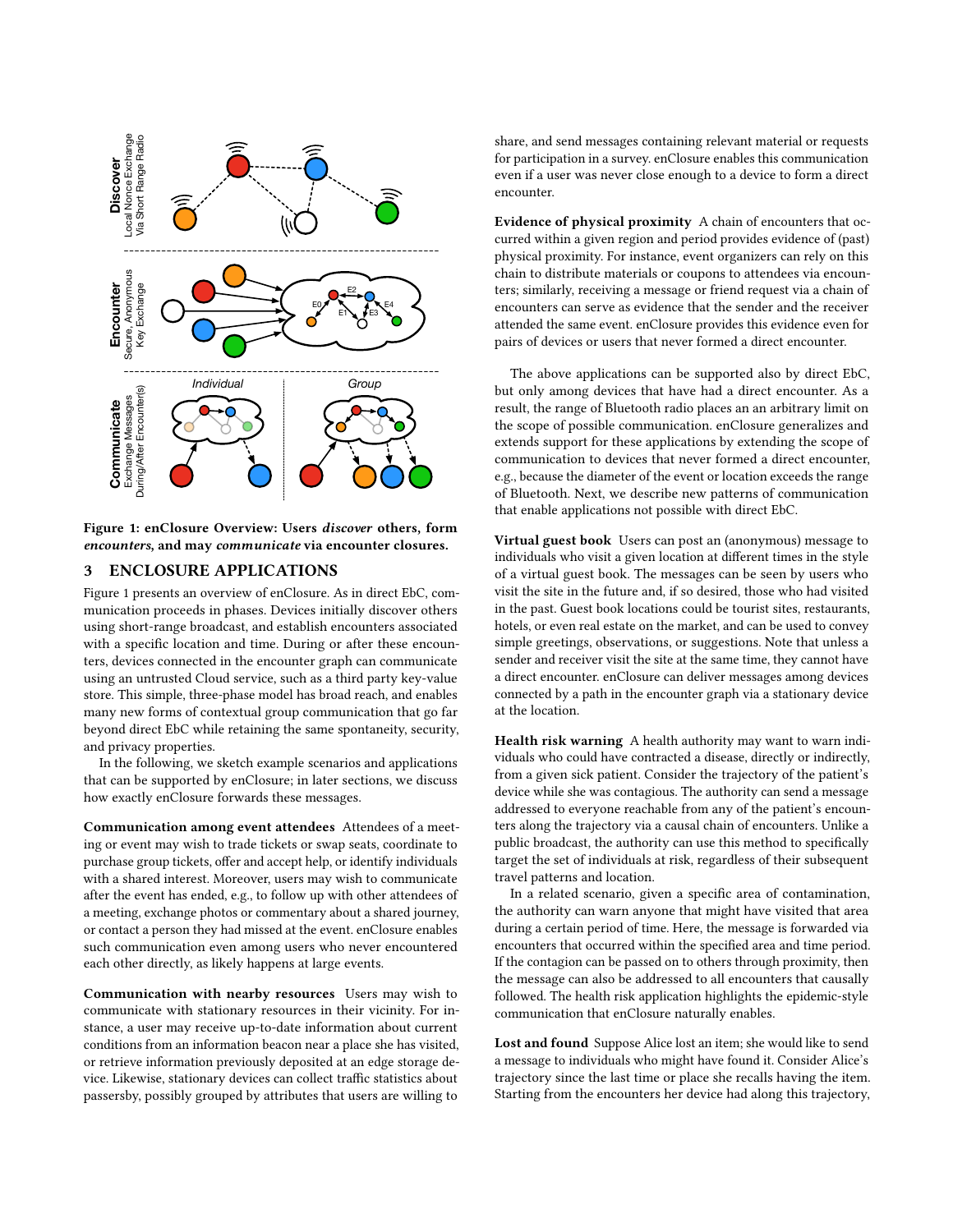Figure 1: enClosure Overview: Users *discover* others, form *encounters*, and may *communicate* via encounter closures.

## 3 ENCLOSURE APPLICATIONS

Figure 1 presents an overview of enClosure. As in direct EbC, communication proceeds in phases. Devices initially discover others using short-range broadcast, and establish encounters associated with a specific location and time. During or after these encounters, devices connected in the encounter graph can communicate using an untrusted Cloud service, such as a third party key-value store. This simple, three-phase model has broad reach, and enables many new forms of contextual group communication that go far beyond direct EbC while retaining the same spontaneity, security, and privacy properties.

In the following, we sketch example scenarios and applications that can be supported by enClosure; in later sections, we discuss how exactly enClosure forwards these messages.

**Communication among event attendees** Attendees of a meeting or event may wish to trade tickets or swap seats, coordinate to purchase group tickets, offer and accept help, or identify individuals with a shared interest. Moreover, users may wish to communicate after the event has ended, e.g., to follow up with other attendees of a meeting, exchange photos or commentary about a shared journey, or contact a person they had missed at the event. enClosure enables such communication even among users who never encountered each other directly, as likely happens at large events.

**Communication with nearby resources** Users may wish to communicate with stationary resources in their vicinity. For instance, a user may receive up-to-date information about current conditions from an information beacon near a place she has visited, or retrieve information previously deposited at an edge storage device. Likewise, stationary devices can collect traffic statistics about passersby, possibly grouped by attributes that users are willing to share, and send messages containing relevant material or requests for participation in a survey. enClosure enables this communication even if a user was never close enough to a device to form a direct encounter.

**Evidence of physical proximity** A chain of encounters that occurred within a given region and period provides evidence of (past) physical proximity. For instance, event organizers can rely on this chain to distribute materials or coupons to attendees via encounters; similarly, receiving a message or friend request via a chain of encounters can serve as evidence that the sender and the receiver attended the same event. enClosure provides this evidence even for pairs of devices or users that never formed a direct encounter.

The above applications can be supported also by direct EbC, but only among devices that have had a direct encounter. As a result, the range of Bluetooth radio places an an arbitrary limit on the scope of possible communication. enClosure generalizes and extends support for these applications by extending the scope of communication to devices that never formed a direct encounter, e.g., because the diameter of the event or location exceeds the range of Bluetooth. Next, we describe new patterns of communication that enable applications not possible with direct EbC.

**Virtual guest book** Users can post an (anonymous) message to individuals who visit a given location at different times in the style of a virtual guest book. The messages can be seen by users who visit the site in the future and, if so desired, those who had visited in the past. Guest book locations could be tourist sites, restaurants, hotels, or even real estate on the market, and can be used to convey simple greetings, observations, or suggestions. Note that unless a sender and receiver visit the site at the same time, they cannot have a direct encounter. enClosure can deliver messages among devices connected by a path in the encounter graph via a stationary device at the location.

**Health risk warning** A health authority may want to warn individuals who could have contracted a disease, directly or indirectly, from a given sick patient. Consider the trajectory of the patient's device while she was contagious. The authority can send a message addressed to everyone reachable from any of the patient's encounters along the trajectory via a causal chain of encounters. Unlike a public broadcast, the authority can use this method to specifically target the set of individuals at risk, regardless of their subsequent travel patterns and location.

In a related scenario, given a specific area of contamination, the authority can warn anyone that might have visited that area during a certain period of time. Here, the message is forwarded via encounters that occurred within the specified area and time period. If the contagion can be passed on to others through proximity, then the message can also be addressed to all encounters that causally followed. The health risk application highlights the epidemic-style communication that enClosure naturally enables.

**Lost and found** Suppose Alice lost an item; she would like to send a message to individuals who might have found it. Consider Alice's trajectory since the last time or place she recalls having the item. Starting from the encounters her device had along this trajectory,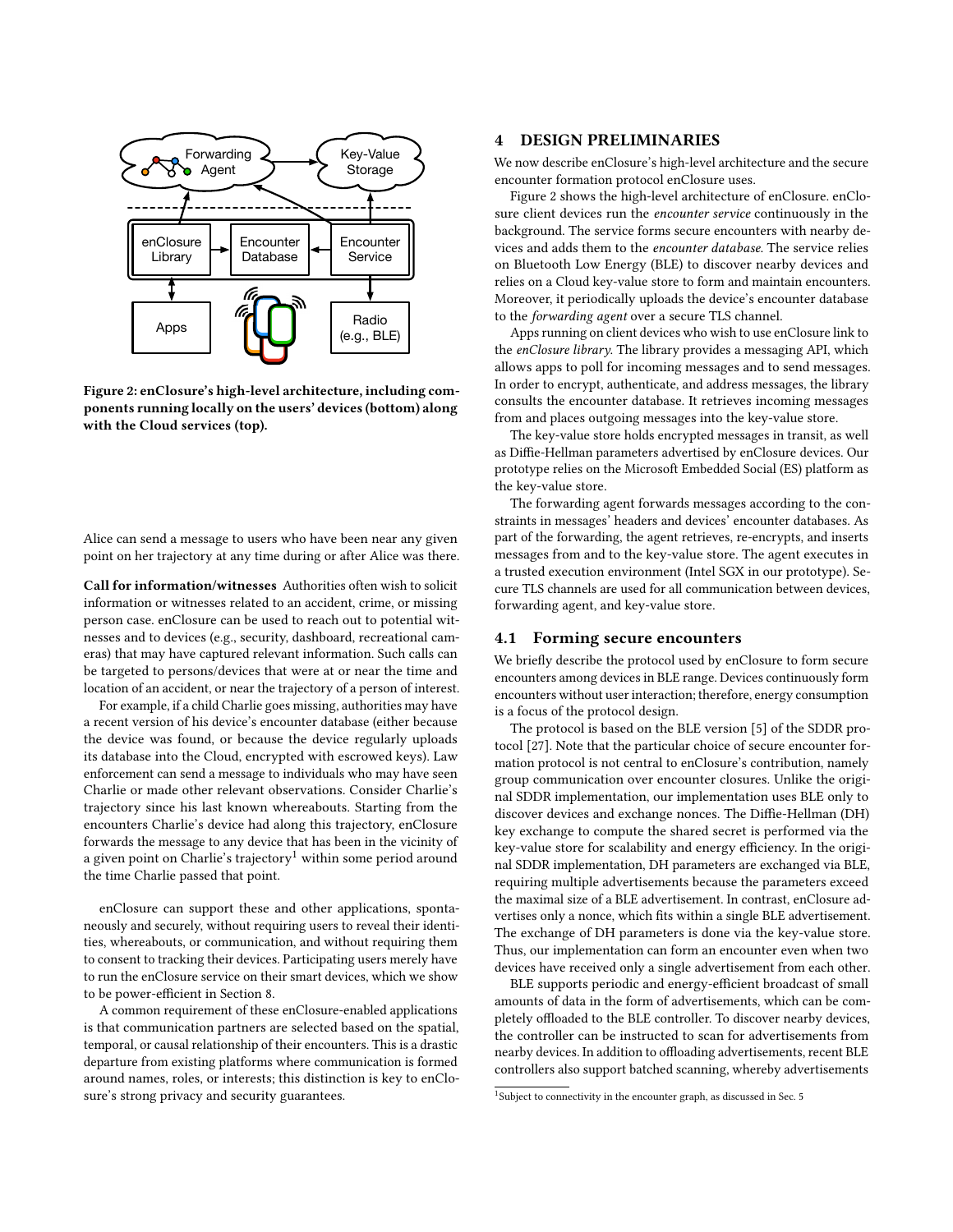Figure 2: enClosure's high-level architecture, including components running locally on the users' devices (bottom) along with the Cloud services (top).

Alice can send a message to users who have been near any given point on her trajectory at any time during or after Alice was there.

**Call for information/witnesses** Authorities often wish to solicit information or witnesses related to an accident, crime, or missing person case. enClosure can be used to reach out to potential witnesses and to devices (e.g., security, dashboard, recreational cameras) that may have captured relevant information. Such calls can be targeted to persons/devices that were at or near the time and location of an accident, or near the trajectory of a person of interest.

For example, if a child Charlie goes missing, authorities may have a recent version of his device's encounter database (either because the device was found, or because the device regularly uploads its database into the Cloud, encrypted with escrowed keys). Law enforcement can send a message to individuals who may have seen Charlie or made other relevant observations. Consider Charlie's trajectory since his last known whereabouts. Starting from the encounters Charlie's device had along this trajectory, enClosure forwards the message to any device that has been in the vicinity of a given point on Charlie's trajectory[1] within some period around the time Charlie passed that point.

enClosure can support these and other applications, spontaneously and securely, without requiring users to reveal their identities, whereabouts, or communication, and without requiring them to consent to tracking their devices. Participating users merely have to run the enClosure service on their smart devices, which we show to be power-efficient in Section 8.

A common requirement of these enClosure-enabled applications is that communication partners are selected based on the spatial, temporal, or causal relationship of their encounters. This is a drastic departure from existing platforms where communication is formed around names, roles, or interests; this distinction is key to enClosure's strong privacy and security guarantees.

# 4 DESIGN PRELIMINARIES

We now describe enClosure's high-level architecture and the secure encounter formation protocol enClosure uses.

Figure 2 shows the high-level architecture of enClosure. enClosure client devices run the *encounter service* continuously in the background. The service forms secure encounters with nearby devices and adds them to the *encounter database*. The service relies on Bluetooth Low Energy (BLE) to discover nearby devices and relies on a Cloud key-value store to form and maintain encounters. Moreover, it periodically uploads the device's encounter database to the *forwarding agent* over a secure TLS channel.

Apps running on client devices who wish to use enClosure link to the *enClosure library*. The library provides a messaging API, which allows apps to poll for incoming messages and to send messages. In order to encrypt, authenticate, and address messages, the library consults the encounter database. It retrieves incoming messages from and places outgoing messages into the key-value store.

The key-value store holds encrypted messages in transit, as well as Diffie-Hellman parameters advertised by enClosure devices. Our prototype relies on the Microsoft Embedded Social (ES) platform as the key-value store.

The forwarding agent forwards messages according to the constraints in messages' headers and devices' encounter databases. As part of the forwarding, the agent retrieves, re-encrypts, and inserts messages from and to the key-value store. The agent executes in a trusted execution environment (Intel SGX in our prototype). Secure TLS channels are used for all communication between devices, forwarding agent, and key-value store.

## 4.1 Forming secure encounters

We briefly describe the protocol used by enClosure to form secure encounters among devices in BLE range. Devices continuously form encounters without user interaction; therefore, energy consumption is a focus of the protocol design.

The protocol is based on the BLE version [5] of the SDDR protocol [27]. Note that the particular choice of secure encounter formation protocol is not central to enClosure's contribution, namely group communication over encounter closures. Unlike the original SDDR implementation, our implementation uses BLE only to discover devices and exchange nonces. The Diffie-Hellman (DH) key exchange to compute the shared secret is performed via the key-value store for scalability and energy efficiency. In the original SDDR implementation, DH parameters are exchanged via BLE, requiring multiple advertisements because the parameters exceed the maximal size of a BLE advertisement. In contrast, enClosure advertises only a nonce, which fits within a single BLE advertisement. The exchange of DH parameters is done via the key-value store. Thus, our implementation can form an encounter even when two devices have received only a single advertisement from each other.

BLE supports periodic and energy-efficient broadcast of small amounts of data in the form of advertisements, which can be completely offloaded to the BLE controller. To discover nearby devices, the controller can be instructed to scan for advertisements from nearby devices. In addition to offloading advertisements, recent BLE controllers also support batched scanning, whereby advertisements

[1] Subject to connectivity in the encounter graph, as discussed in Sec. 5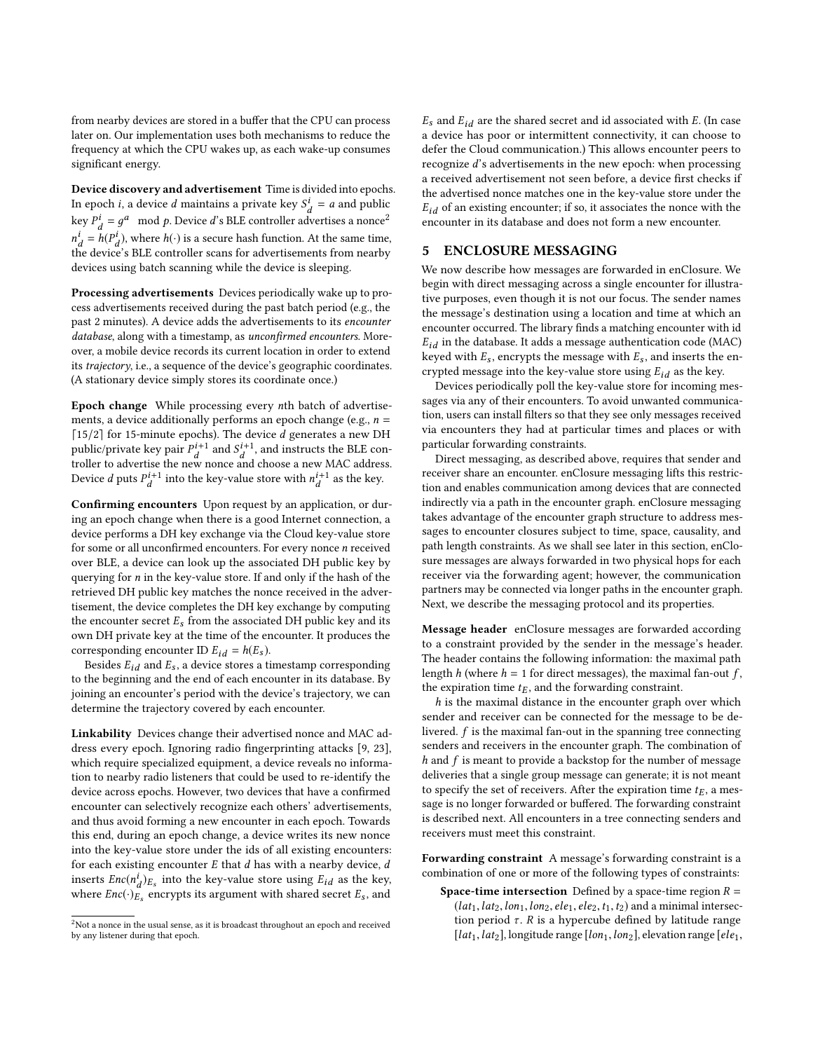from nearby devices are stored in a buffer that the CPU can process later on. Our implementation uses both mechanisms to reduce the frequency at which the CPU wakes up, as each wake-up consumes significant energy.

**Device discovery and advertisement** Time is divided into epochs. In epoch $i$, a device $d$ maintains a private key $S_d^i = a$ and public key $P_d^i = g^a \mod p$. Device $d$'s BLE controller advertises a nonce[2] $n_d^i = h(P_d^i)$, where $h(\cdot)$ is a secure hash function. At the same time, the device's BLE controller scans for advertisements from nearby devices using batch scanning while the device is sleeping.

**Processing advertisements** Devices periodically wake up to process advertisements received during the past batch period (e.g., the past 2 minutes). A device adds the advertisements to its *encounter database*, along with a timestamp, as *unconfirmed encounters*. Moreover, a mobile device records its current location in order to extend its *trajectory*, i.e., a sequence of the device's geographic coordinates. (A stationary device simply stores its coordinate once.)

**Epoch change** While processing every $n$th batch of advertisements, a device additionally performs an epoch change (e.g., $n = \lceil 15/2 \rceil$ for 15-minute epochs). The device $d$ generates a new DH public/private key pair $P_d^{i+1}$ and $S_d^{i+1}$, and instructs the BLE controller to advertise the new nonce and choose a new MAC address. Device $d$ puts $P_d^{i+1}$ into the key-value store with $n_d^{i+1}$ as the key.

**Confirming encounters** Upon request by an application, or during an epoch change when there is a good Internet connection, a device performs a DH key exchange via the Cloud key-value store for some or all unconfirmed encounters. For every nonce $n$ received over BLE, a device can look up the associated DH public key by querying for $n$ in the key-value store. If and only if the hash of the retrieved DH public key matches the nonce received in the advertisement, the device completes the DH key exchange by computing the encounter secret $E_s$ from the associated DH public key and its own DH private key at the time of the encounter. It produces the corresponding encounter ID $E_{id} = h(E_s)$.

Besides $E_{id}$ and $E_s$, a device stores a timestamp corresponding to the beginning and the end of each encounter in its database. By joining an encounter's period with the device's trajectory, we can determine the trajectory covered by each encounter.

**Linkability** Devices change their advertised nonce and MAC address every epoch. Ignoring radio fingerprinting attacks [9, 23], which require specialized equipment, a device reveals no information to nearby radio listeners that could be used to re-identify the device across epochs. However, two devices that have a confirmed encounter can selectively recognize each others' advertisements, and thus avoid forming a new encounter in each epoch. Towards this end, during an epoch change, a device writes its new nonce into the key-value store under the ids of all existing encounters: for each existing encounter $E$ that $d$ has with a nearby device, $d$ inserts $Enc(n_d^i)_{E_s}$ into the key-value store using $E_{id}$ as the key, where $Enc(\cdot)_{E_s}$ encrypts its argument with shared secret $E_s$, and $E_s$ and $E_{id}$ are the shared secret and id associated with $E$. (In case a device has poor or intermittent connectivity, it can choose to defer the Cloud communication.) This allows encounter peers to recognize $d$'s advertisements in the new epoch: when processing a received advertisement not seen before, a device first checks if the advertised nonce matches one in the key-value store under the $E_{id}$ of an existing encounter; if so, it associates the nonce with the encounter in its database and does not form a new encounter.

[2] Not a nonce in the usual sense, as it is broadcast throughout an epoch and received by any listener during that epoch.

## 5 ENCLOSURE MESSAGING

We now describe how messages are forwarded in enClosure. We begin with direct messaging across a single encounter for illustrative purposes, even though it is not our focus. The sender names the message's destination using a location and time at which an encounter occurred. The library finds a matching encounter with id $E_{id}$ in the database. It adds a message authentication code (MAC) keyed with $E_s$, encrypts the message with $E_s$, and inserts the encrypted message into the key-value store using $E_{id}$ as the key.

Devices periodically poll the key-value store for incoming messages via any of their encounters. To avoid unwanted communication, users can install filters so that they see only messages received via encounters they had at particular times and places or with particular forwarding constraints.

Direct messaging, as described above, requires that sender and receiver share an encounter. enClosure messaging lifts this restriction and enables communication among devices that are connected indirectly via a path in the encounter graph. enClosure messaging takes advantage of the encounter graph structure to address messages to encounter closures subject to time, space, causality, and path length constraints. As we shall see later in this section, enClosure messages are always forwarded in two physical hops for each receiver via the forwarding agent; however, the communication partners may be connected via longer paths in the encounter graph. Next, we describe the messaging protocol and its properties.

**Message header** enClosure messages are forwarded according to a constraint provided by the sender in the message's header. The header contains the following information: the maximal path length $h$ (where $h = 1$ for direct messages), the maximal fan-out $f$, the expiration time $t_E$, and the forwarding constraint.

$h$ is the maximal distance in the encounter graph over which sender and receiver can be connected for the message to be delivered. $f$ is the maximal fan-out in the spanning tree connecting senders and receivers in the encounter graph. The combination of $h$ and $f$ is meant to provide a backstop for the number of message deliveries that a single group message can generate; it is not meant to specify the set of receivers. After the expiration time $t_E$, a message is no longer forwarded or buffered. The forwarding constraint is described next. All encounters in a tree connecting senders and receivers must meet this constraint.

**Forwarding constraint** A message's forwarding constraint is a combination of one or more of the following types of constraints:

**Space-time intersection** Defined by a space-time region $R = (lat_1, lat_2, lon_1, lon_2, ele_1, ele_2, t_1, t_2)$ and a minimal intersection period $\tau$. $R$ is a hypercube defined by latitude range $[lat_1, lat_2]$, longitude range $[lon_1, lon_2]$, elevation range $[ele_1,$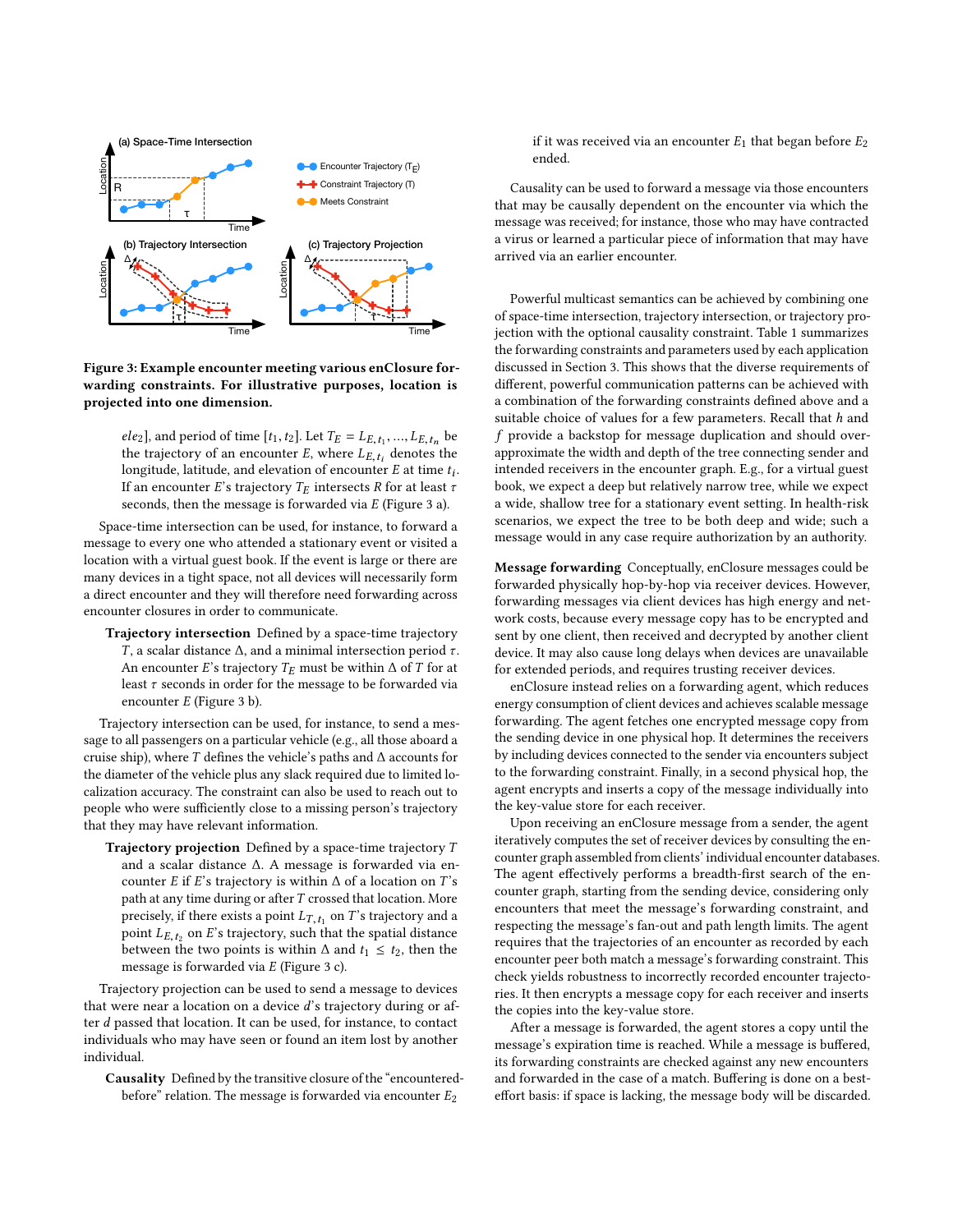Figure 3: Example encounter meeting various enClosure forwarding constraints. For illustrative purposes, location is projected into one dimension.

$ele_2$], and period of time $[t_1, t_2]$. Let $T_E = L_{E,t_1}, ..., L_{E,t_n}$ be the trajectory of an encounter $E$, where $L_{E,t_i}$ denotes the longitude, latitude, and elevation of encounter $E$ at time $t_i$. If an encounter $E$'s trajectory $T_E$ intersects $R$ for at least $\tau$ seconds, then the message is forwarded via $E$ (Figure 3 a).

Space-time intersection can be used, for instance, to forward a message to every one who attended a stationary event or visited a location with a virtual guest book. If the event is large or there are many devices in a tight space, not all devices will necessarily form a direct encounter and they will therefore need forwarding across encounter closures in order to communicate.

**Trajectory intersection** Defined by a space-time trajectory $T$, a scalar distance $\Delta$, and a minimal intersection period $\tau$. An encounter $E$'s trajectory $T_E$ must be within $\Delta$ of $T$ for at least $\tau$ seconds in order for the message to be forwarded via encounter $E$ (Figure 3 b).

Trajectory intersection can be used, for instance, to send a message to all passengers on a particular vehicle (e.g., all those aboard a cruise ship), where $T$ defines the vehicle's paths and $\Delta$ accounts for the diameter of the vehicle plus any slack required due to limited localization accuracy. The constraint can also be used to reach out to people who were sufficiently close to a missing person's trajectory that they may have relevant information.

**Trajectory projection** Defined by a space-time trajectory $T$ and a scalar distance $\Delta$. A message is forwarded via encounter $E$ if $E$'s trajectory is within $\Delta$ of a location on $T$'s path at any time during or after $T$ crossed that location. More precisely, if there exists a point $L_{T,t_1}$ on $T$'s trajectory and a point $L_{E,t_2}$ on $E$'s trajectory, such that the spatial distance between the two points is within $\Delta$ and $t_1 \leq t_2$, then the message is forwarded via $E$ (Figure 3 c).

Trajectory projection can be used to send a message to devices that were near a location on a device $d$'s trajectory during or after $d$ passed that location. It can be used, for instance, to contact individuals who may have seen or found an item lost by another individual.

**Causality** Defined by the transitive closure of the "encountered-before" relation. The message is forwarded via encounter $E_2$ if it was received via an encounter $E_1$ that began before $E_2$ ended.

Causality can be used to forward a message via those encounters that may be causally dependent on the encounter via which the message was received; for instance, those who may have contracted a virus or learned a particular piece of information that may have arrived via an earlier encounter.

Powerful multicast semantics can be achieved by combining one of space-time intersection, trajectory intersection, or trajectory projection with the optional causality constraint. Table 1 summarizes the forwarding constraints and parameters used by each application discussed in Section 3. This shows that the diverse requirements of different, powerful communication patterns can be achieved with a combination of the forwarding constraints defined above and a suitable choice of values for a few parameters. Recall that $h$ and $f$ provide a backstop for message duplication and should overapproximate the width and depth of the tree connecting sender and intended receivers in the encounter graph. E.g., for a virtual guest book, we expect a deep but relatively narrow tree, while we expect a wide, shallow tree for a stationary event setting. In health-risk scenarios, we expect the tree to be both deep and wide; such a message would in any case require authorization by an authority.

**Message forwarding** Conceptually, enClosure messages could be forwarded physically hop-by-hop via receiver devices. However, forwarding messages via client devices has high energy and network costs, because every message copy has to be encrypted and sent by one client, then received and decrypted by another client device. It may also cause long delays when devices are unavailable for extended periods, and requires trusting receiver devices.

enClosure instead relies on a forwarding agent, which reduces energy consumption of client devices and achieves scalable message forwarding. The agent fetches one encrypted message copy from the sending device in one physical hop. It determines the receivers by including devices connected to the sender via encounters subject to the forwarding constraint. Finally, in a second physical hop, the agent encrypts and inserts a copy of the message individually into the key-value store for each receiver.

Upon receiving an enClosure message from a sender, the agent iteratively computes the set of receiver devices by consulting the encounter graph assembled from clients' individual encounter databases. The agent effectively performs a breadth-first search of the encounter graph, starting from the sending device, considering only encounters that meet the message's forwarding constraint, and respecting the message's fan-out and path length limits. The agent requires that the trajectories of an encounter as recorded by each encounter peer both match a message's forwarding constraint. This check yields robustness to incorrectly recorded encounter trajectories. It then encrypts a message copy for each receiver and inserts the copies into the key-value store.

After a message is forwarded, the agent stores a copy until the message's expiration time is reached. While a message is buffered, its forwarding constraints are checked against any new encounters and forwarded in the case of a match. Buffering is done on a best-effort basis: if space is lacking, the message body will be discarded.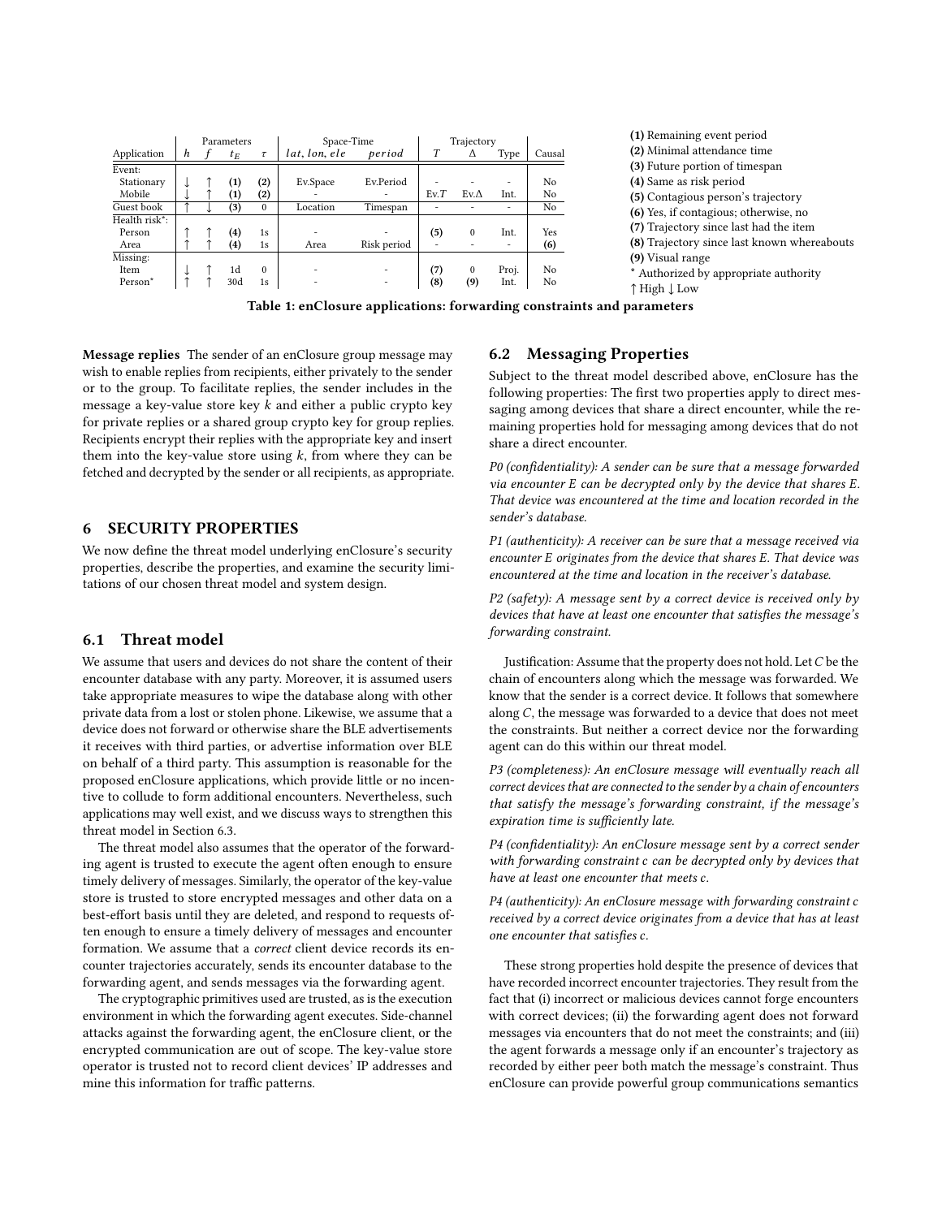| Application | Parameters | | | | Space-Time | | Trajectory | | | Causal |
|---|---|---|---|---|---|---|---|---|---|---|
| | $h$ | $f$ | $t_E$ | $\tau$ | $lat, lon, ele$ | $period$ | $T$ | $\Delta$ | Type | |
| Event: | | | | | | | | | | |
| Stationary | ↓ | ↑ | **(1)** | **(2)** | Ev.Space | Ev.Period | - | - | - | No |
| Mobile | ↓ | ↑ | **(1)** | **(2)** | - | - | Ev.$T$ | Ev.$\Delta$ | Int. | No |
| Guest book | ↑ | ↓ | **(3)** | 0 | Location | Timespan | - | - | - | No |
| Health risk*: | | | | | | | | | | |
| Person | ↑ | ↑ | **(4)** | 1s | - | - | **(5)** | 0 | Int. | Yes |
| Area | ↑ | ↑ | **(4)** | 1s | Area | Risk period | - | - | - | **(6)** |
| Missing: | | | | | | | | | | |
| Item | ↓ | ↑ | 1d | 0 | - | - | **(7)** | 0 | Proj. | No |
| Person* | ↑ | ↑ | 30d | 1s | - | - | **(8)** | **(9)** | Int. | No |

**(1)** Remaining event period
**(2)** Minimal attendance time
**(3)** Future portion of timespan
**(4)** Same as risk period
**(5)** Contagious person's trajectory
**(6)** Yes, if contagious; otherwise, no
**(7)** Trajectory since last had the item
**(8)** Trajectory since last known whereabouts
**(9)** Visual range
* Authorized by appropriate authority
↑ High ↓ Low

**Table 1: enClosure applications: forwarding constraints and parameters**

**Message replies** The sender of an enClosure group message may wish to enable replies from recipients, either privately to the sender or to the group. To facilitate replies, the sender includes in the message a key-value store key $k$ and either a public crypto key for private replies or a shared group crypto key for group replies. Recipients encrypt their replies with the appropriate key and insert them into the key-value store using $k$, from where they can be fetched and decrypted by the sender or all recipients, as appropriate.

## 6 SECURITY PROPERTIES

We now define the threat model underlying enClosure's security properties, describe the properties, and examine the security limitations of our chosen threat model and system design.

### 6.1 Threat model

We assume that users and devices do not share the content of their encounter database with any party. Moreover, it is assumed users take appropriate measures to wipe the database along with other private data from a lost or stolen phone. Likewise, we assume that a device does not forward or otherwise share the BLE advertisements it receives with third parties, or advertise information over BLE on behalf of a third party. This assumption is reasonable for the proposed enClosure applications, which provide little or no incentive to collude to form additional encounters. Nevertheless, such applications may well exist, and we discuss ways to strengthen this threat model in Section 6.3.

The threat model also assumes that the operator of the forwarding agent is trusted to execute the agent often enough to ensure timely delivery of messages. Similarly, the operator of the key-value store is trusted to store encrypted messages and other data on a best-effort basis until they are deleted, and respond to requests often enough to ensure a timely delivery of messages and encounter formation. We assume that a *correct* client device records its encounter trajectories accurately, sends its encounter database to the forwarding agent, and sends messages via the forwarding agent.

The cryptographic primitives used are trusted, as is the execution environment in which the forwarding agent executes. Side-channel attacks against the forwarding agent, the enClosure client, or the encrypted communication are out of scope. The key-value store operator is trusted not to record client devices' IP addresses and mine this information for traffic patterns.

### 6.2 Messaging Properties

Subject to the threat model described above, enClosure has the following properties: The first two properties apply to direct messaging among devices that share a direct encounter, while the remaining properties hold for messaging among devices that do not share a direct encounter.

*P0 (confidentiality): A sender can be sure that a message forwarded via encounter E can be decrypted only by the device that shares E. That device was encountered at the time and location recorded in the sender's database.*

*P1 (authenticity): A receiver can be sure that a message received via encounter E originates from the device that shares E. That device was encountered at the time and location in the receiver's database.*

*P2 (safety): A message sent by a correct device is received only by devices that have at least one encounter that satisfies the message's forwarding constraint.*

Justification: Assume that the property does not hold. Let $C$ be the chain of encounters along which the message was forwarded. We know that the sender is a correct device. It follows that somewhere along $C$, the message was forwarded to a device that does not meet the constraints. But neither a correct device nor the forwarding agent can do this within our threat model.

*P3 (completeness): An enClosure message will eventually reach all correct devices that are connected to the sender by a chain of encounters that satisfy the message's forwarding constraint, if the message's expiration time is sufficiently late.*

*P4 (confidentiality): An enClosure message sent by a correct sender with forwarding constraint c can be decrypted only by devices that have at least one encounter that meets c.*

*P4 (authenticity): An enClosure message with forwarding constraint c received by a correct device originates from a device that has at least one encounter that satisfies c.*

These strong properties hold despite the presence of devices that have recorded incorrect encounter trajectories. They result from the fact that (i) incorrect or malicious devices cannot forge encounters with correct devices; (ii) the forwarding agent does not forward messages via encounters that do not meet the constraints; and (iii) the agent forwards a message only if an encounter's trajectory as recorded by either peer both match the message's constraint. Thus enClosure can provide powerful group communications semantics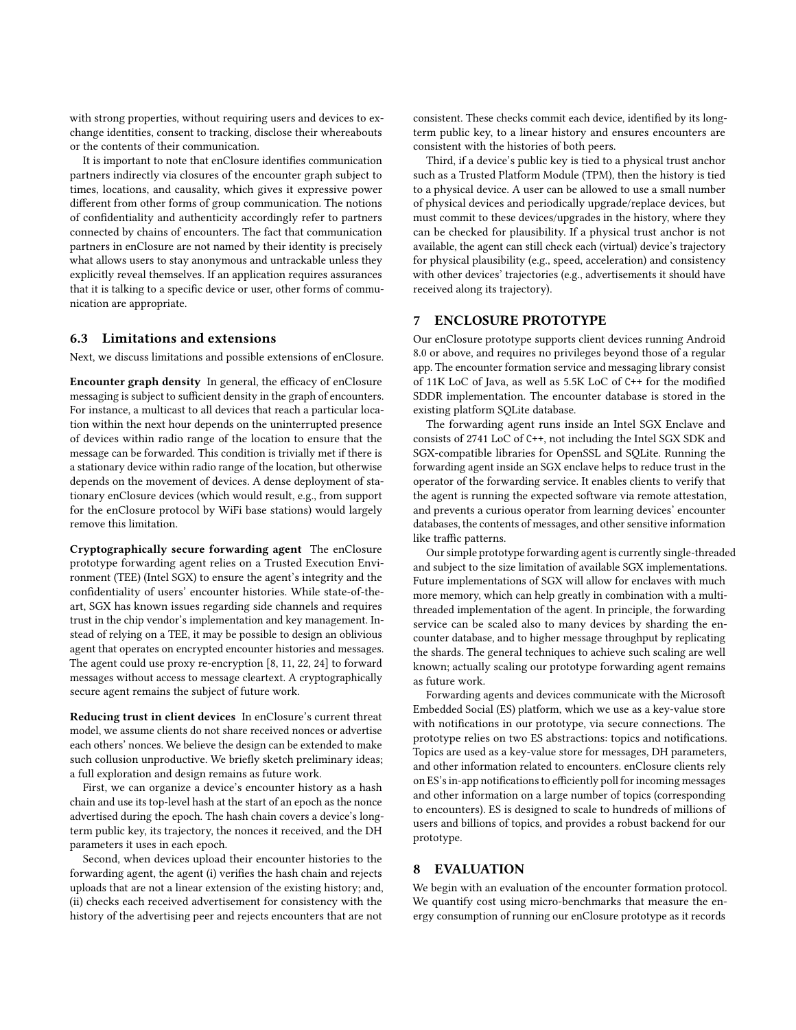with strong properties, without requiring users and devices to exchange identities, consent to tracking, disclose their whereabouts or the contents of their communication.

It is important to note that enClosure identifies communication partners indirectly via closures of the encounter graph subject to times, locations, and causality, which gives it expressive power different from other forms of group communication. The notions of confidentiality and authenticity accordingly refer to partners connected by chains of encounters. The fact that communication partners in enClosure are not named by their identity is precisely what allows users to stay anonymous and untrackable unless they explicitly reveal themselves. If an application requires assurances that it is talking to a specific device or user, other forms of communication are appropriate.

### 6.3 Limitations and extensions

Next, we discuss limitations and possible extensions of enClosure.

**Encounter graph density** In general, the efficacy of enClosure messaging is subject to sufficient density in the graph of encounters. For instance, a multicast to all devices that reach a particular location within the next hour depends on the uninterrupted presence of devices within radio range of the location to ensure that the message can be forwarded. This condition is trivially met if there is a stationary device within radio range of the location, but otherwise depends on the movement of devices. A dense deployment of stationary enClosure devices (which would result, e.g., from support for the enClosure protocol by WiFi base stations) would largely remove this limitation.

**Cryptographically secure forwarding agent** The enClosure prototype forwarding agent relies on a Trusted Execution Environment (TEE) (Intel SGX) to ensure the agent's integrity and the confidentiality of users' encounter histories. While state-of-the-art, SGX has known issues regarding side channels and requires trust in the chip vendor's implementation and key management. Instead of relying on a TEE, it may be possible to design an oblivious agent that operates on encrypted encounter histories and messages. The agent could use proxy re-encryption [8, 11, 22, 24] to forward messages without access to message cleartext. A cryptographically secure agent remains the subject of future work.

**Reducing trust in client devices** In enClosure's current threat model, we assume clients do not share received nonces or advertise each others' nonces. We believe the design can be extended to make such collusion unproductive. We briefly sketch preliminary ideas; a full exploration and design remains as future work.

First, we can organize a device's encounter history as a hash chain and use its top-level hash at the start of an epoch as the nonce advertised during the epoch. The hash chain covers a device's long-term public key, its trajectory, the nonces it received, and the DH parameters it uses in each epoch.

Second, when devices upload their encounter histories to the forwarding agent, the agent (i) verifies the hash chain and rejects uploads that are not a linear extension of the existing history; and, (ii) checks each received advertisement for consistency with the history of the advertising peer and rejects encounters that are not consistent. These checks commit each device, identified by its long-term public key, to a linear history and ensures encounters are consistent with the histories of both peers.

Third, if a device's public key is tied to a physical trust anchor such as a Trusted Platform Module (TPM), then the history is tied to a physical device. A user can be allowed to use a small number of physical devices and periodically upgrade/replace devices, but must commit to these devices/upgrades in the history, where they can be checked for plausibility. If a physical trust anchor is not available, the agent can still check each (virtual) device's trajectory for physical plausibility (e.g., speed, acceleration) and consistency with other devices' trajectories (e.g., advertisements it should have received along its trajectory).

## 7 ENCLOSURE PROTOTYPE

Our enClosure prototype supports client devices running Android 8.0 or above, and requires no privileges beyond those of a regular app. The encounter formation service and messaging library consist of 11K LoC of Java, as well as 5.5K LoC of C++ for the modified SDDR implementation. The encounter database is stored in the existing platform SQLite database.

The forwarding agent runs inside an Intel SGX Enclave and consists of 2741 LoC of C++, not including the Intel SGX SDK and SGX-compatible libraries for OpenSSL and SQLite. Running the forwarding agent inside an SGX enclave helps to reduce trust in the operator of the forwarding service. It enables clients to verify that the agent is running the expected software via remote attestation, and prevents a curious operator from learning devices' encounter databases, the contents of messages, and other sensitive information like traffic patterns.

Our simple prototype forwarding agent is currently single-threaded and subject to the size limitation of available SGX implementations. Future implementations of SGX will allow for enclaves with much more memory, which can help greatly in combination with a multi-threaded implementation of the agent. In principle, the forwarding service can be scaled also to many devices by sharding the encounter database, and to higher message throughput by replicating the shards. The general techniques to achieve such scaling are well known; actually scaling our prototype forwarding agent remains as future work.

Forwarding agents and devices communicate with the Microsoft Embedded Social (ES) platform, which we use as a key-value store with notifications in our prototype, via secure connections. The prototype relies on two ES abstractions: topics and notifications. Topics are used as a key-value store for messages, DH parameters, and other information related to encounters. enClosure clients rely on ES's in-app notifications to efficiently poll for incoming messages and other information on a large number of topics (corresponding to encounters). ES is designed to scale to hundreds of millions of users and billions of topics, and provides a robust backend for our prototype.

## 8 EVALUATION

We begin with an evaluation of the encounter formation protocol. We quantify cost using micro-benchmarks that measure the energy consumption of running our enClosure prototype as it records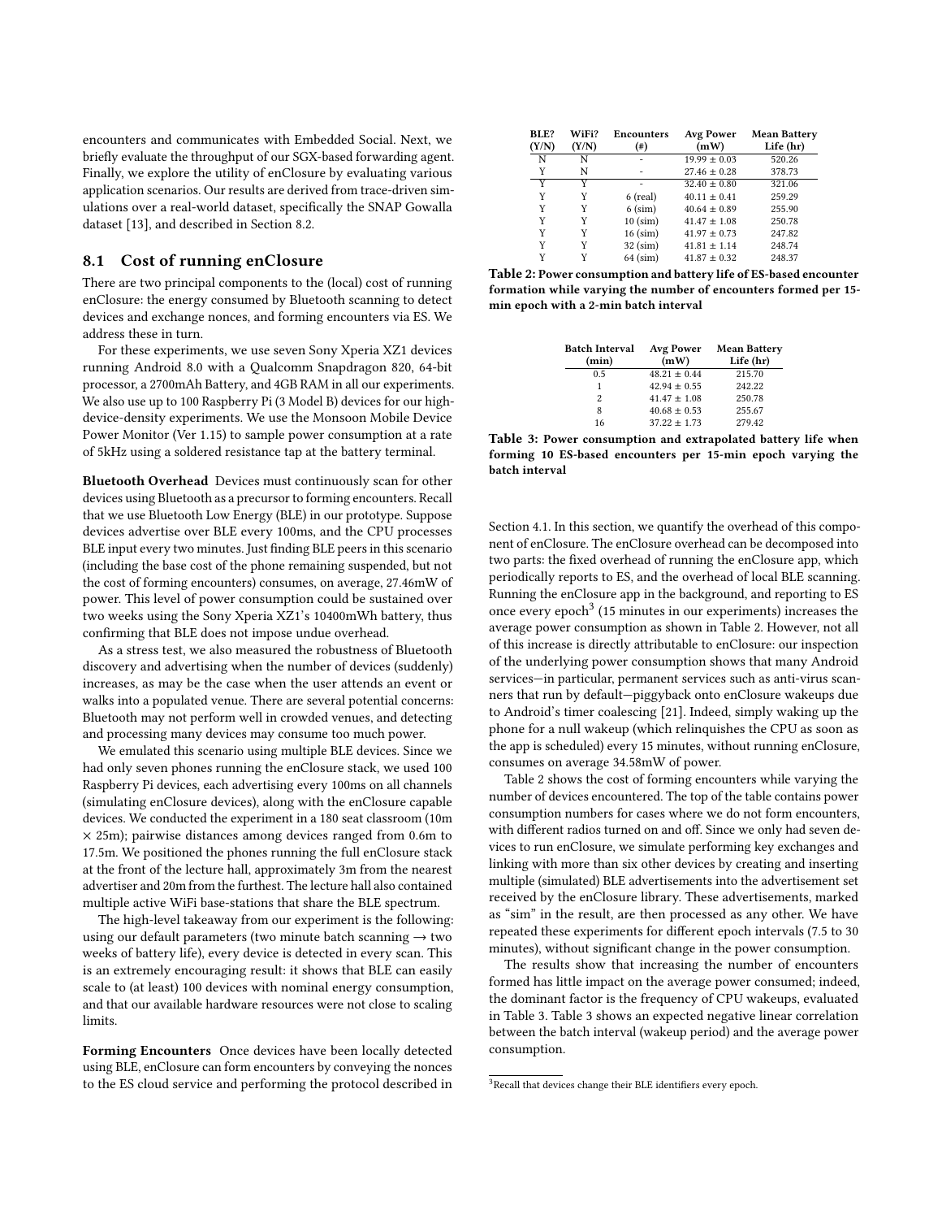encounters and communicates with Embedded Social. Next, we briefly evaluate the throughput of our SGX-based forwarding agent. Finally, we explore the utility of enClosure by evaluating various application scenarios. Our results are derived from trace-driven simulations over a real-world dataset, specifically the SNAP Gowalla dataset [13], and described in Section 8.2.

## 8.1 Cost of running enClosure

There are two principal components to the (local) cost of running enClosure: the energy consumed by Bluetooth scanning to detect devices and exchange nonces, and forming encounters via ES. We address these in turn.

For these experiments, we use seven Sony Xperia XZ1 devices running Android 8.0 with a Qualcomm Snapdragon 820, 64-bit processor, a 2700mAh Battery, and 4GB RAM in all our experiments. We also use up to 100 Raspberry Pi (3 Model B) devices for our high-device-density experiments. We use the Monsoon Mobile Device Power Monitor (Ver 1.15) to sample power consumption at a rate of 5kHz using a soldered resistance tap at the battery terminal.

**Bluetooth Overhead** Devices must continuously scan for other devices using Bluetooth as a precursor to forming encounters. Recall that we use Bluetooth Low Energy (BLE) in our prototype. Suppose devices advertise over BLE every 100ms, and the CPU processes BLE input every two minutes. Just finding BLE peers in this scenario (including the base cost of the phone remaining suspended, but not the cost of forming encounters) consumes, on average, 27.46mW of power. This level of power consumption could be sustained over two weeks using the Sony Xperia XZ1's 10400mWh battery, thus confirming that BLE does not impose undue overhead.

As a stress test, we also measured the robustness of Bluetooth discovery and advertising when the number of devices (suddenly) increases, as may be the case when the user attends an event or walks into a populated venue. There are several potential concerns: Bluetooth may not perform well in crowded venues, and detecting and processing many devices may consume too much power.

We emulated this scenario using multiple BLE devices. Since we had only seven phones running the enClosure stack, we used 100 Raspberry Pi devices, each advertising every 100ms on all channels (simulating enClosure devices), along with the enClosure capable devices. We conducted the experiment in a 180 seat classroom (10m × 25m); pairwise distances among devices ranged from 0.6m to 17.5m. We positioned the phones running the full enClosure stack at the front of the lecture hall, approximately 3m from the nearest advertiser and 20m from the furthest. The lecture hall also contained multiple active WiFi base-stations that share the BLE spectrum.

The high-level takeaway from our experiment is the following: using our default parameters (two minute batch scanning → two weeks of battery life), every device is detected in every scan. This is an extremely encouraging result: it shows that BLE can easily scale to (at least) 100 devices with nominal energy consumption, and that our available hardware resources were not close to scaling limits.

**Forming Encounters** Once devices have been locally detected using BLE, enClosure can form encounters by conveying the nonces to the ES cloud service and performing the protocol described in Section 4.1. In this section, we quantify the overhead of this component of enClosure. The enClosure overhead can be decomposed into two parts: the fixed overhead of running the enClosure app, which periodically reports to ES, and the overhead of local BLE scanning. Running the enClosure app in the background, and reporting to ES once every epoch[3] (15 minutes in our experiments) increases the average power consumption as shown in Table 2. However, not all of this increase is directly attributable to enClosure: our inspection of the underlying power consumption shows that many Android services—in particular, permanent services such as anti-virus scanners that run by default—piggyback onto enClosure wakeups due to Android's timer coalescing [21]. Indeed, simply waking up the phone for a null wakeup (which relinquishes the CPU as soon as the app is scheduled) every 15 minutes, without running enClosure, consumes on average 34.58mW of power.

| BLE? (Y/N) | WiFi? (Y/N) | Encounters (#) | Avg Power (mW) | Mean Battery Life (hr) |
|---|---|---|---|---|
| N | N | - | 19.99 ± 0.03 | 520.26 |
| Y | N | - | 27.46 ± 0.28 | 378.73 |
| Y | Y | - | 32.40 ± 0.80 | 321.06 |
| Y | Y | 6 (real) | 40.11 ± 0.41 | 259.29 |
| Y | Y | 6 (sim) | 40.64 ± 0.89 | 255.90 |
| Y | Y | 10 (sim) | 41.47 ± 1.08 | 250.78 |
| Y | Y | 16 (sim) | 41.97 ± 0.73 | 247.82 |
| Y | Y | 32 (sim) | 41.81 ± 1.14 | 248.74 |
| Y | Y | 64 (sim) | 41.87 ± 0.32 | 248.37 |

**Table 2: Power consumption and battery life of ES-based encounter formation while varying the number of encounters formed per 15-min epoch with a 2-min batch interval**

| Batch Interval (min) | Avg Power (mW) | Mean Battery Life (hr) |
|---|---|---|
| 0.5 | 48.21 ± 0.44 | 215.70 |
| 1 | 42.94 ± 0.55 | 242.22 |
| 2 | 41.47 ± 1.08 | 250.78 |
| 8 | 40.68 ± 0.53 | 255.67 |
| 16 | 37.22 ± 1.73 | 279.42 |

**Table 3: Power consumption and extrapolated battery life when forming 10 ES-based encounters per 15-min epoch varying the batch interval**

Table 2 shows the cost of forming encounters while varying the number of devices encountered. The top of the table contains power consumption numbers for cases where we do not form encounters, with different radios turned on and off. Since we only had seven devices to run enClosure, we simulate performing key exchanges and linking with more than six other devices by creating and inserting multiple (simulated) BLE advertisements into the advertisement set received by the enClosure library. These advertisements, marked as "sim" in the result, are then processed as any other. We have repeated these experiments for different epoch intervals (7.5 to 30 minutes), without significant change in the power consumption.

The results show that increasing the number of encounters formed has little impact on the average power consumed; indeed, the dominant factor is the frequency of CPU wakeups, evaluated in Table 3. Table 3 shows an expected negative linear correlation between the batch interval (wakeup period) and the average power consumption.

[3] Recall that devices change their BLE identifiers every epoch.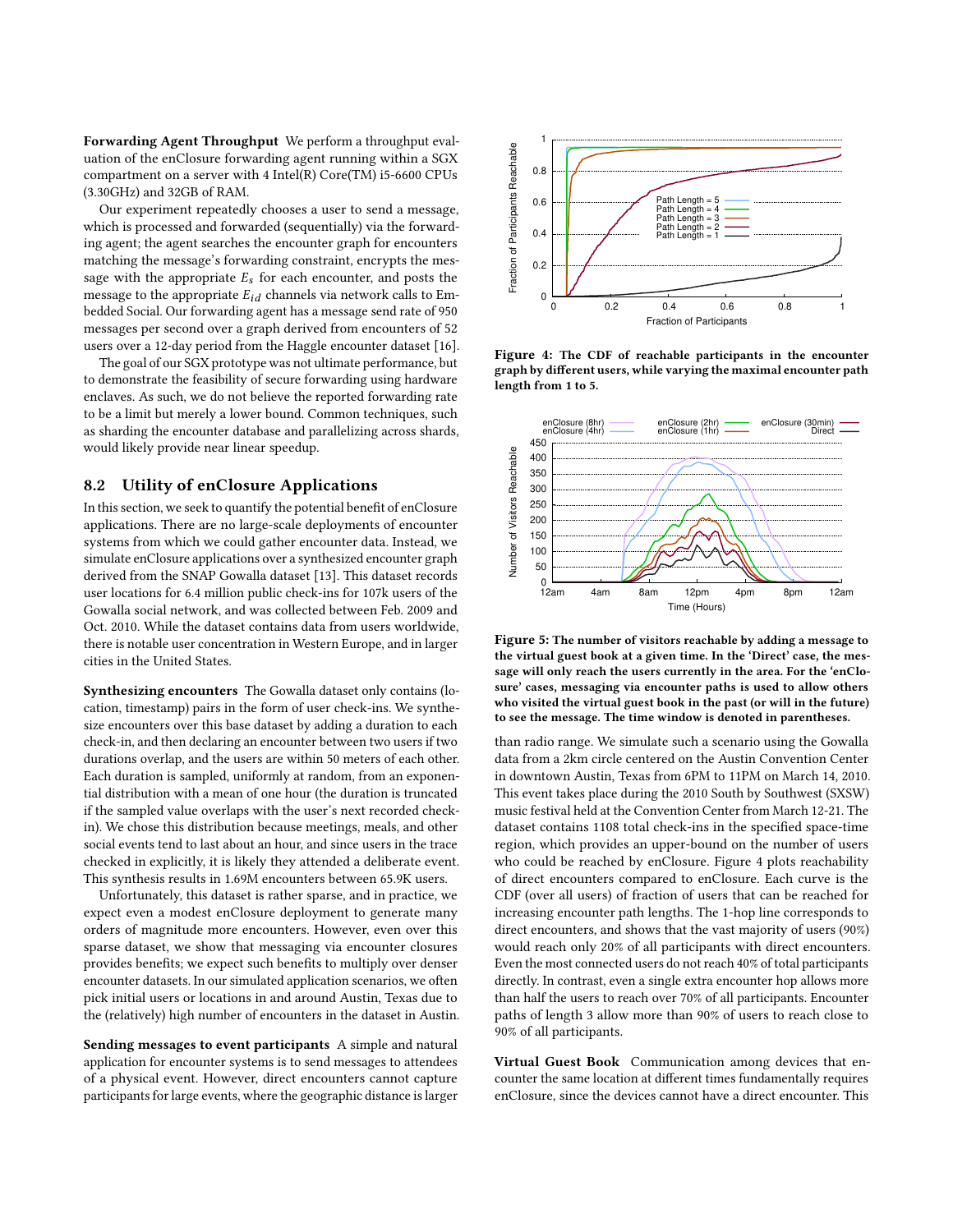**Forwarding Agent Throughput** We perform a throughput evaluation of the enClosure forwarding agent running within a SGX compartment on a server with 4 Intel(R) Core(TM) i5-6600 CPUs (3.30GHz) and 32GB of RAM.

Our experiment repeatedly chooses a user to send a message, which is processed and forwarded (sequentially) via the forwarding agent; the agent searches the encounter graph for encounters matching the message's forwarding constraint, encrypts the message with the appropriate $E_s$ for each encounter, and posts the message to the appropriate $E_{id}$ channels via network calls to Embedded Social. Our forwarding agent has a message send rate of 950 messages per second over a graph derived from encounters of 52 users over a 12-day period from the Haggle encounter dataset [16].

The goal of our SGX prototype was not ultimate performance, but to demonstrate the feasibility of secure forwarding using hardware enclaves. As such, we do not believe the reported forwarding rate to be a limit but merely a lower bound. Common techniques, such as sharding the encounter database and parallelizing across shards, would likely provide near linear speedup.

## 8.2 Utility of enClosure Applications

In this section, we seek to quantify the potential benefit of enClosure applications. There are no large-scale deployments of encounter systems from which we could gather encounter data. Instead, we simulate enClosure applications over a synthesized encounter graph derived from the SNAP Gowalla dataset [13]. This dataset records user locations for 6.4 million public check-ins for 107k users of the Gowalla social network, and was collected between Feb. 2009 and Oct. 2010. While the dataset contains data from users worldwide, there is notable user concentration in Western Europe, and in larger cities in the United States.

**Synthesizing encounters** The Gowalla dataset only contains (location, timestamp) pairs in the form of user check-ins. We synthesize encounters over this base dataset by adding a duration to each check-in, and then declaring an encounter between two users if two durations overlap, and the users are within 50 meters of each other. Each duration is sampled, uniformly at random, from an exponential distribution with a mean of one hour (the duration is truncated if the sampled value overlaps with the user's next recorded check-in). We chose this distribution because meetings, meals, and other social events tend to last about an hour, and since users in the trace checked in explicitly, it is likely they attended a deliberate event. This synthesis results in 1.69M encounters between 65.9K users.

Unfortunately, this dataset is rather sparse, and in practice, we expect even a modest enClosure deployment to generate many orders of magnitude more encounters. However, even over this sparse dataset, we show that messaging via encounter closures provides benefits; we expect such benefits to multiply over denser encounter datasets. In our simulated application scenarios, we often pick initial users or locations in and around Austin, Texas due to the (relatively) high number of encounters in the dataset in Austin.

**Sending messages to event participants** A simple and natural application for encounter systems is to send messages to attendees of a physical event. However, direct encounters cannot capture participants for large events, where the geographic distance is larger than radio range. We simulate such a scenario using the Gowalla data from a 2km circle centered on the Austin Convention Center in downtown Austin, Texas from 6PM to 11PM on March 14, 2010. This event takes place during the 2010 South by Southwest (SXSW) music festival held at the Convention Center from March 12-21. The dataset contains 1108 total check-ins in the specified space-time region, which provides an upper-bound on the number of users who could be reached by enClosure. Figure 4 plots reachability of direct encounters compared to enClosure. Each curve is the CDF (over all users) of fraction of users that can be reached for increasing encounter path lengths. The 1-hop line corresponds to direct encounters, and shows that the vast majority of users (90%) would reach only 20% of all participants with direct encounters. Even the most connected users do not reach 40% of total participants directly. In contrast, even a single extra encounter hop allows more than half the users to reach over 70% of all participants. Encounter paths of length 3 allow more than 90% of users to reach close to 90% of all participants.

**Figure 4: The CDF of reachable participants in the encounter graph by different users, while varying the maximal encounter path length from 1 to 5.**

**Figure 5: The number of visitors reachable by adding a message to the virtual guest book at a given time. In the 'Direct' case, the message will only reach the users currently in the area. For the 'enClosure' cases, messaging via encounter paths is used to allow others who visited the virtual guest book in the past (or will in the future) to see the message. The time window is denoted in parentheses.**

**Virtual Guest Book** Communication among devices that encounter the same location at different times fundamentally requires enClosure, since the devices cannot have a direct encounter. This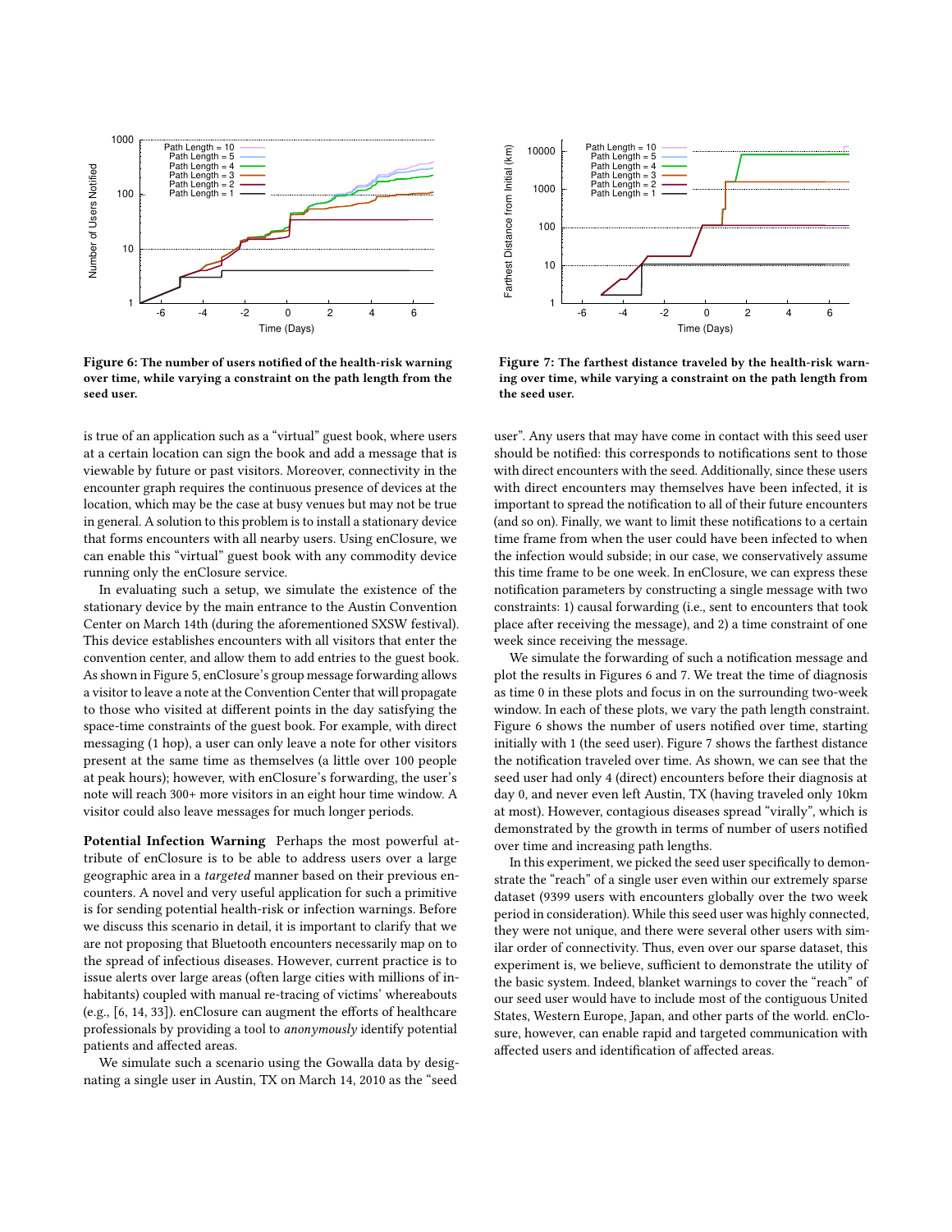**Figure 6: The number of users notified of the health-risk warning over time, while varying a constraint on the path length from the seed user.**

**Figure 7: The farthest distance traveled by the health-risk warning over time, while varying a constraint on the path length from the seed user.**

is true of an application such as a "virtual" guest book, where users at a certain location can sign the book and add a message that is viewable by future or past visitors. Moreover, connectivity in the encounter graph requires the continuous presence of devices at the location, which may be the case at busy venues but may not be true in general. A solution to this problem is to install a stationary device that forms encounters with all nearby users. Using enClosure, we can enable this "virtual" guest book with any commodity device running only the enClosure service.

In evaluating such a setup, we simulate the existence of the stationary device by the main entrance to the Austin Convention Center on March 14th (during the aforementioned SXSW festival). This device establishes encounters with all visitors that enter the convention center, and allow them to add entries to the guest book. As shown in Figure 5, enClosure's group message forwarding allows a visitor to leave a note at the Convention Center that will propagate to those who visited at different points in the day satisfying the space-time constraints of the guest book. For example, with direct messaging (1 hop), a user can only leave a note for other visitors present at the same time as themselves (a little over 100 people at peak hours); however, with enClosure's forwarding, the user's note will reach 300+ more visitors in an eight hour time window. A visitor could also leave messages for much longer periods.

**Potential Infection Warning** Perhaps the most powerful attribute of enClosure is to be able to address users over a large geographic area in a *targeted* manner based on their previous encounters. A novel and very useful application for such a primitive is for sending potential health-risk or infection warnings. Before we discuss this scenario in detail, it is important to clarify that we are not proposing that Bluetooth encounters necessarily map on to the spread of infectious diseases. However, current practice is to issue alerts over large areas (often large cities with millions of inhabitants) coupled with manual re-tracing of victims' whereabouts (e.g., [6, 14, 33]). enClosure can augment the efforts of healthcare professionals by providing a tool to *anonymously* identify potential patients and affected areas.

We simulate such a scenario using the Gowalla data by designating a single user in Austin, TX on March 14, 2010 as the "seed user". Any users that may have come in contact with this seed user should be notified: this corresponds to notifications sent to those with direct encounters with the seed. Additionally, since these users with direct encounters may themselves have been infected, it is important to spread the notification to all of their future encounters (and so on). Finally, we want to limit these notifications to a certain time frame from when the user could have been infected to when the infection would subside; in our case, we conservatively assume this time frame to be one week. In enClosure, we can express these notification parameters by constructing a single message with two constraints: 1) causal forwarding (i.e., sent to encounters that took place after receiving the message), and 2) a time constraint of one week since receiving the message.

We simulate the forwarding of such a notification message and plot the results in Figures 6 and 7. We treat the time of diagnosis as time 0 in these plots and focus in on the surrounding two-week window. In each of these plots, we vary the path length constraint. Figure 6 shows the number of users notified over time, starting initially with 1 (the seed user). Figure 7 shows the farthest distance the notification traveled over time. As shown, we can see that the seed user had only 4 (direct) encounters before their diagnosis at day 0, and never even left Austin, TX (having traveled only 10km at most). However, contagious diseases spread "virally", which is demonstrated by the growth in terms of number of users notified over time and increasing path lengths.

In this experiment, we picked the seed user specifically to demonstrate the "reach" of a single user even within our extremely sparse dataset (9399 users with encounters globally over the two week period in consideration). While this seed user was highly connected, they were not unique, and there were several other users with similar order of connectivity. Thus, even over our sparse dataset, this experiment is, we believe, sufficient to demonstrate the utility of the basic system. Indeed, blanket warnings to cover the "reach" of our seed user would have to include most of the contiguous United States, Western Europe, Japan, and other parts of the world. enClosure, however, can enable rapid and targeted communication with affected users and identification of affected areas.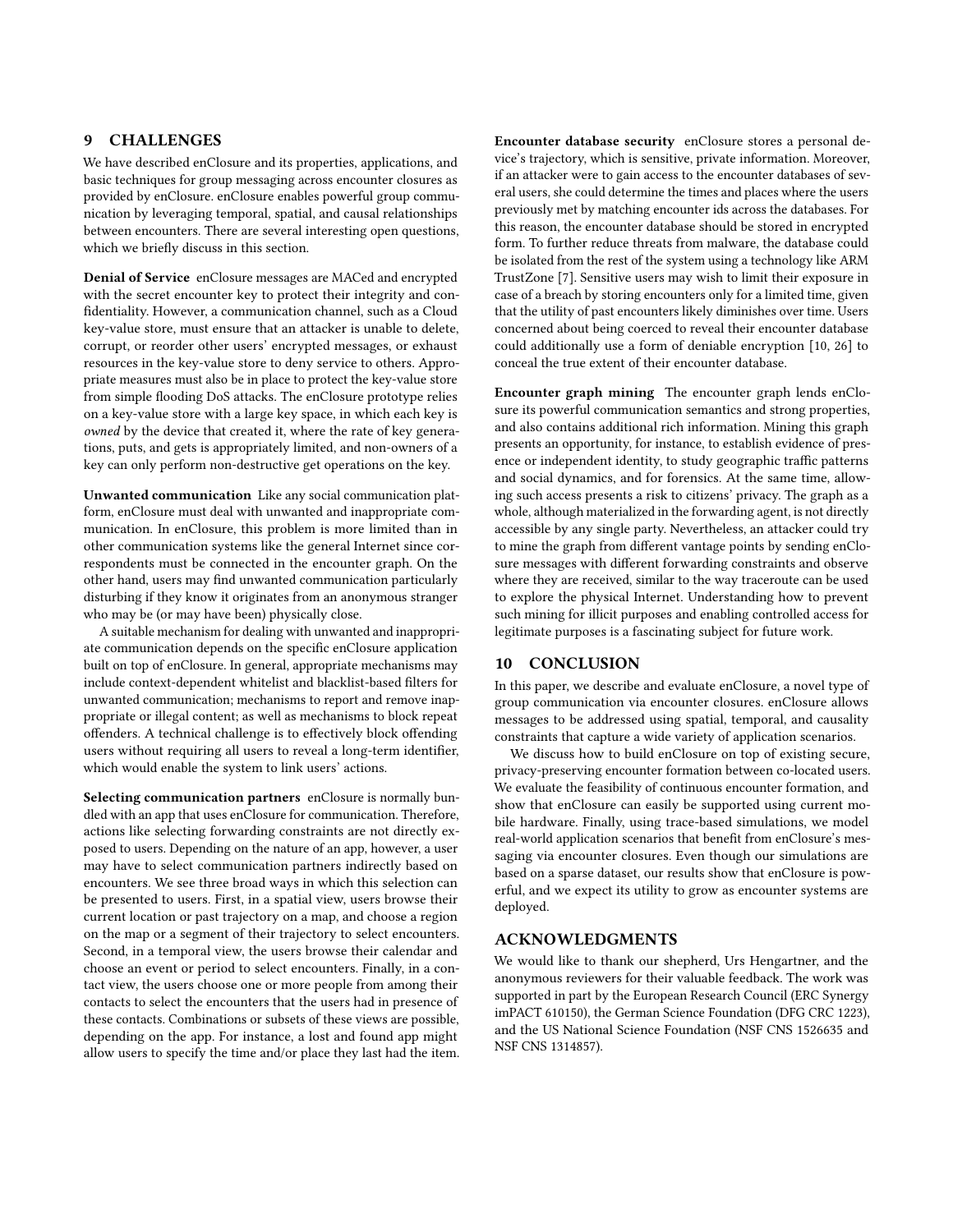## 9 CHALLENGES

We have described enClosure and its properties, applications, and basic techniques for group messaging across encounter closures as provided by enClosure. enClosure enables powerful group communication by leveraging temporal, spatial, and causal relationships between encounters. There are several interesting open questions, which we briefly discuss in this section.

**Denial of Service** enClosure messages are MACed and encrypted with the secret encounter key to protect their integrity and confidentiality. However, a communication channel, such as a Cloud key-value store, must ensure that an attacker is unable to delete, corrupt, or reorder other users' encrypted messages, or exhaust resources in the key-value store to deny service to others. Appropriate measures must also be in place to protect the key-value store from simple flooding DoS attacks. The enClosure prototype relies on a key-value store with a large key space, in which each key is *owned* by the device that created it, where the rate of key generations, puts, and gets is appropriately limited, and non-owners of a key can only perform non-destructive get operations on the key.

**Unwanted communication** Like any social communication platform, enClosure must deal with unwanted and inappropriate communication. In enClosure, this problem is more limited than in other communication systems like the general Internet since correspondents must be connected in the encounter graph. On the other hand, users may find unwanted communication particularly disturbing if they know it originates from an anonymous stranger who may be (or may have been) physically close.

A suitable mechanism for dealing with unwanted and inappropriate communication depends on the specific enClosure application built on top of enClosure. In general, appropriate mechanisms may include context-dependent whitelist and blacklist-based filters for unwanted communication; mechanisms to report and remove inappropriate or illegal content; as well as mechanisms to block repeat offenders. A technical challenge is to effectively block offending users without requiring all users to reveal a long-term identifier, which would enable the system to link users' actions.

**Selecting communication partners** enClosure is normally bundled with an app that uses enClosure for communication. Therefore, actions like selecting forwarding constraints are not directly exposed to users. Depending on the nature of an app, however, a user may have to select communication partners indirectly based on encounters. We see three broad ways in which this selection can be presented to users. First, in a spatial view, users browse their current location or past trajectory on a map, and choose a region on the map or a segment of their trajectory to select encounters. Second, in a temporal view, the users browse their calendar and choose an event or period to select encounters. Finally, in a contact view, the users choose one or more people from among their contacts to select the encounters that the users had in presence of these contacts. Combinations or subsets of these views are possible, depending on the app. For instance, a lost and found app might allow users to specify the time and/or place they last had the item.

**Encounter database security** enClosure stores a personal device's trajectory, which is sensitive, private information. Moreover, if an attacker were to gain access to the encounter databases of several users, she could determine the times and places where the users previously met by matching encounter ids across the databases. For this reason, the encounter database should be stored in encrypted form. To further reduce threats from malware, the database could be isolated from the rest of the system using a technology like ARM TrustZone [7]. Sensitive users may wish to limit their exposure in case of a breach by storing encounters only for a limited time, given that the utility of past encounters likely diminishes over time. Users concerned about being coerced to reveal their encounter database could additionally use a form of deniable encryption [10, 26] to conceal the true extent of their encounter database.

**Encounter graph mining** The encounter graph lends enClosure its powerful communication semantics and strong properties, and also contains additional rich information. Mining this graph presents an opportunity, for instance, to establish evidence of presence or independent identity, to study geographic traffic patterns and social dynamics, and for forensics. At the same time, allowing such access presents a risk to citizens' privacy. The graph as a whole, although materialized in the forwarding agent, is not directly accessible by any single party. Nevertheless, an attacker could try to mine the graph from different vantage points by sending enClosure messages with different forwarding constraints and observe where they are received, similar to the way traceroute can be used to explore the physical Internet. Understanding how to prevent such mining for illicit purposes and enabling controlled access for legitimate purposes is a fascinating subject for future work.

## 10 CONCLUSION

In this paper, we describe and evaluate enClosure, a novel type of group communication via encounter closures. enClosure allows messages to be addressed using spatial, temporal, and causality constraints that capture a wide variety of application scenarios.

We discuss how to build enClosure on top of existing secure, privacy-preserving encounter formation between co-located users. We evaluate the feasibility of continuous encounter formation, and show that enClosure can easily be supported using current mobile hardware. Finally, using trace-based simulations, we model real-world application scenarios that benefit from enClosure's messaging via encounter closures. Even though our simulations are based on a sparse dataset, our results show that enClosure is powerful, and we expect its utility to grow as encounter systems are deployed.

## ACKNOWLEDGMENTS

We would like to thank our shepherd, Urs Hengartner, and the anonymous reviewers for their valuable feedback. The work was supported in part by the European Research Council (ERC Synergy imPACT 610150), the German Science Foundation (DFG CRC 1223), and the US National Science Foundation (NSF CNS 1526635 and NSF CNS 1314857).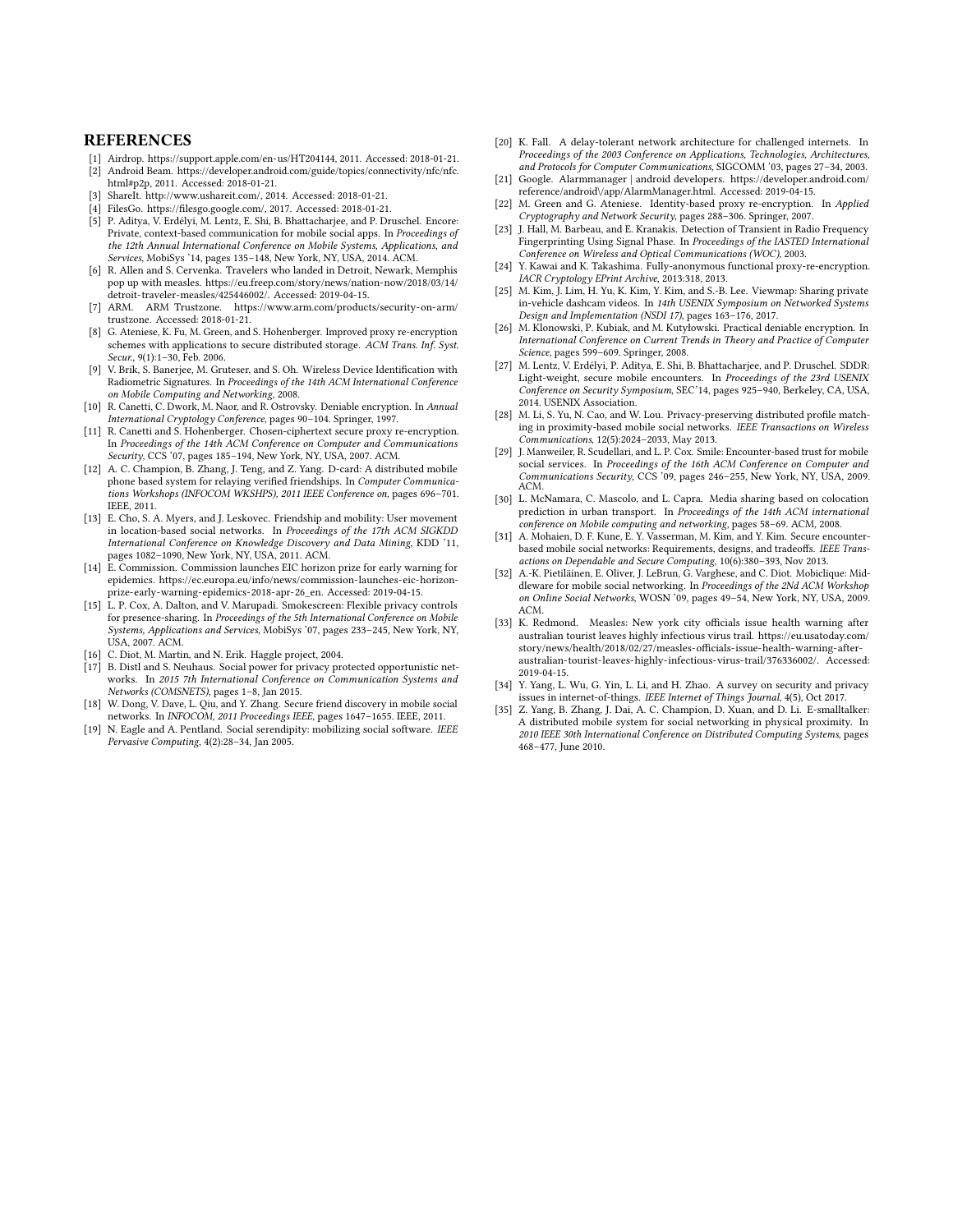## REFERENCES

[1] Airdrop. https://support.apple.com/en-us/HT204144, 2011. Accessed: 2018-01-21.

[2] Android Beam. https://developer.android.com/guide/topics/connectivity/nfc/nfc.html#p2p, 2011. Accessed: 2018-01-21.

[3] ShareIt. http://www.ushareit.com/, 2014. Accessed: 2018-01-21.

[4] FilesGo. https://filesgo.google.com/, 2017. Accessed: 2018-01-21.

[5] P. Aditya, V. Erdélyi, M. Lentz, E. Shi, B. Bhattacharjee, and P. Druschel. Encore: Private, context-based communication for mobile social apps. In *Proceedings of the 12th Annual International Conference on Mobile Systems, Applications, and Services*, MobiSys '14, pages 135–148, New York, NY, USA, 2014. ACM.

[6] R. Allen and S. Cervenka. Travelers who landed in Detroit, Newark, Memphis pop up with measles. https://eu.freep.com/story/news/nation-now/2018/03/14/detroit-traveler-measles/425446002/. Accessed: 2019-04-15.

[7] ARM. ARM Trustzone. https://www.arm.com/products/security-on-arm/trustzone. Accessed: 2018-01-21.

[8] G. Ateniese, K. Fu, M. Green, and S. Hohenberger. Improved proxy re-encryption schemes with applications to secure distributed storage. *ACM Trans. Inf. Syst. Secur.*, 9(1):1–30, Feb. 2006.

[9] V. Brik, S. Banerjee, M. Gruteser, and S. Oh. Wireless Device Identification with Radiometric Signatures. In *Proceedings of the 14th ACM International Conference on Mobile Computing and Networking*, 2008.

[10] R. Canetti, C. Dwork, M. Naor, and R. Ostrovsky. Deniable encryption. In *Annual International Cryptology Conference*, pages 90–104. Springer, 1997.

[11] R. Canetti and S. Hohenberger. Chosen-ciphertext secure proxy re-encryption. In *Proceedings of the 14th ACM Conference on Computer and Communications Security*, CCS '07, pages 185–194, New York, NY, USA, 2007. ACM.

[12] A. C. Champion, B. Zhang, J. Teng, and Z. Yang. D-card: A distributed mobile phone based system for relaying verified friendships. In *Computer Communications Workshops (INFOCOM WKSHPS), 2011 IEEE Conference on*, pages 696–701. IEEE, 2011.

[13] E. Cho, S. A. Myers, and J. Leskovec. Friendship and mobility: User movement in location-based social networks. In *Proceedings of the 17th ACM SIGKDD International Conference on Knowledge Discovery and Data Mining*, KDD '11, pages 1082–1090, New York, NY, USA, 2011. ACM.

[14] E. Commission. Commission launches EIC horizon prize for early warning for epidemics. https://ec.europa.eu/info/news/commission-launches-eic-horizon-prize-early-warning-epidemics-2018-apr-26_en. Accessed: 2019-04-15.

[15] L. P. Cox, A. Dalton, and V. Marupadi. Smokescreen: Flexible privacy controls for presence-sharing. In *Proceedings of the 5th International Conference on Mobile Systems, Applications and Services*, MobiSys '07, pages 233–245, New York, NY, USA, 2007. ACM.

[16] C. Diot, M. Martin, and N. Erik. Haggle project, 2004.

[17] B. Distl and S. Neuhaus. Social power for privacy protected opportunistic networks. In *2015 7th International Conference on Communication Systems and Networks (COMSNETS)*, pages 1–8, Jan 2015.

[18] W. Dong, V. Dave, L. Qiu, and Y. Zhang. Secure friend discovery in mobile social networks. In *INFOCOM, 2011 Proceedings IEEE*, pages 1647–1655. IEEE, 2011.

[19] N. Eagle and A. Pentland. Social serendipity: mobilizing social software. *IEEE Pervasive Computing*, 4(2):28–34, Jan 2005.

[20] K. Fall. A delay-tolerant network architecture for challenged internets. In *Proceedings of the 2003 Conference on Applications, Technologies, Architectures, and Protocols for Computer Communications*, SIGCOMM '03, pages 27–34, 2003.

[21] Google. Alarmmanager | android developers. https://developer.android.com/reference/android\/app/AlarmManager.html. Accessed: 2019-04-15.

[22] M. Green and G. Ateniese. Identity-based proxy re-encryption. In *Applied Cryptography and Network Security*, pages 288–306. Springer, 2007.

[23] J. Hall, M. Barbeau, and E. Kranakis. Detection of Transient in Radio Frequency Fingerprinting Using Signal Phase. In *Proceedings of the IASTED International Conference on Wireless and Optical Communications (WOC)*, 2003.

[24] Y. Kawai and K. Takashima. Fully-anonymous functional proxy-re-encryption. *IACR Cryptology EPrint Archive*, 2013:318, 2013.

[25] M. Kim, J. Lim, H. Yu, K. Kim, Y. Kim, and S.-B. Lee. Viewmap: Sharing private in-vehicle dashcam videos. In *14th USENIX Symposium on Networked Systems Design and Implementation (NSDI 17)*, pages 163–176, 2017.

[26] M. Klonowski, P. Kubiak, and M. Kutyłowski. Practical deniable encryption. In *International Conference on Current Trends in Theory and Practice of Computer Science*, pages 599–609. Springer, 2008.

[27] M. Lentz, V. Erdélyi, P. Aditya, E. Shi, B. Bhattacharjee, and P. Druschel. SDDR: Light-weight, secure mobile encounters. In *Proceedings of the 23rd USENIX Conference on Security Symposium*, SEC'14, pages 925–940, Berkeley, CA, USA, 2014. USENIX Association.

[28] M. Li, S. Yu, N. Cao, and W. Lou. Privacy-preserving distributed profile matching in proximity-based mobile social networks. *IEEE Transactions on Wireless Communications*, 12(5):2024–2033, May 2013.

[29] J. Manweiler, R. Scudellari, and L. P. Cox. Smile: Encounter-based trust for mobile social services. In *Proceedings of the 16th ACM Conference on Computer and Communications Security*, CCS '09, pages 246–255, New York, NY, USA, 2009. ACM.

[30] L. McNamara, C. Mascolo, and L. Capra. Media sharing based on colocation prediction in urban transport. In *Proceedings of the 14th ACM international conference on Mobile computing and networking*, pages 58–69. ACM, 2008.

[31] A. Mohaien, D. F. Kune, E. Y. Vasserman, M. Kim, and Y. Kim. Secure encounter-based mobile social networks: Requirements, designs, and tradeoffs. *IEEE Transactions on Dependable and Secure Computing*, 10(6):380–393, Nov 2013.

[32] A.-K. Pietiläinen, E. Oliver, J. LeBrun, G. Varghese, and C. Diot. Mobiclique: Middleware for mobile social networking. In *Proceedings of the 2Nd ACM Workshop on Online Social Networks*, WOSN '09, pages 49–54, New York, NY, USA, 2009. ACM.

[33] K. Redmond. Measles: New york city officials issue health warning after australian tourist leaves highly infectious virus trail. https://eu.usatoday.com/story/news/health/2018/02/27/measles-officials-issue-health-warning-after-australian-tourist-leaves-highly-infectious-virus-trail/376336002/. Accessed: 2019-04-15.

[34] Y. Yang, L. Wu, G. Yin, L. Li, and H. Zhao. A survey on security and privacy issues in internet-of-things. *IEEE Internet of Things Journal*, 4(5), Oct 2017.

[35] Z. Yang, B. Zhang, J. Dai, A. C. Champion, D. Xuan, and D. Li. E-smalltalker: A distributed mobile system for social networking in physical proximity. In *2010 IEEE 30th International Conference on Distributed Computing Systems*, pages 468–477, June 2010.